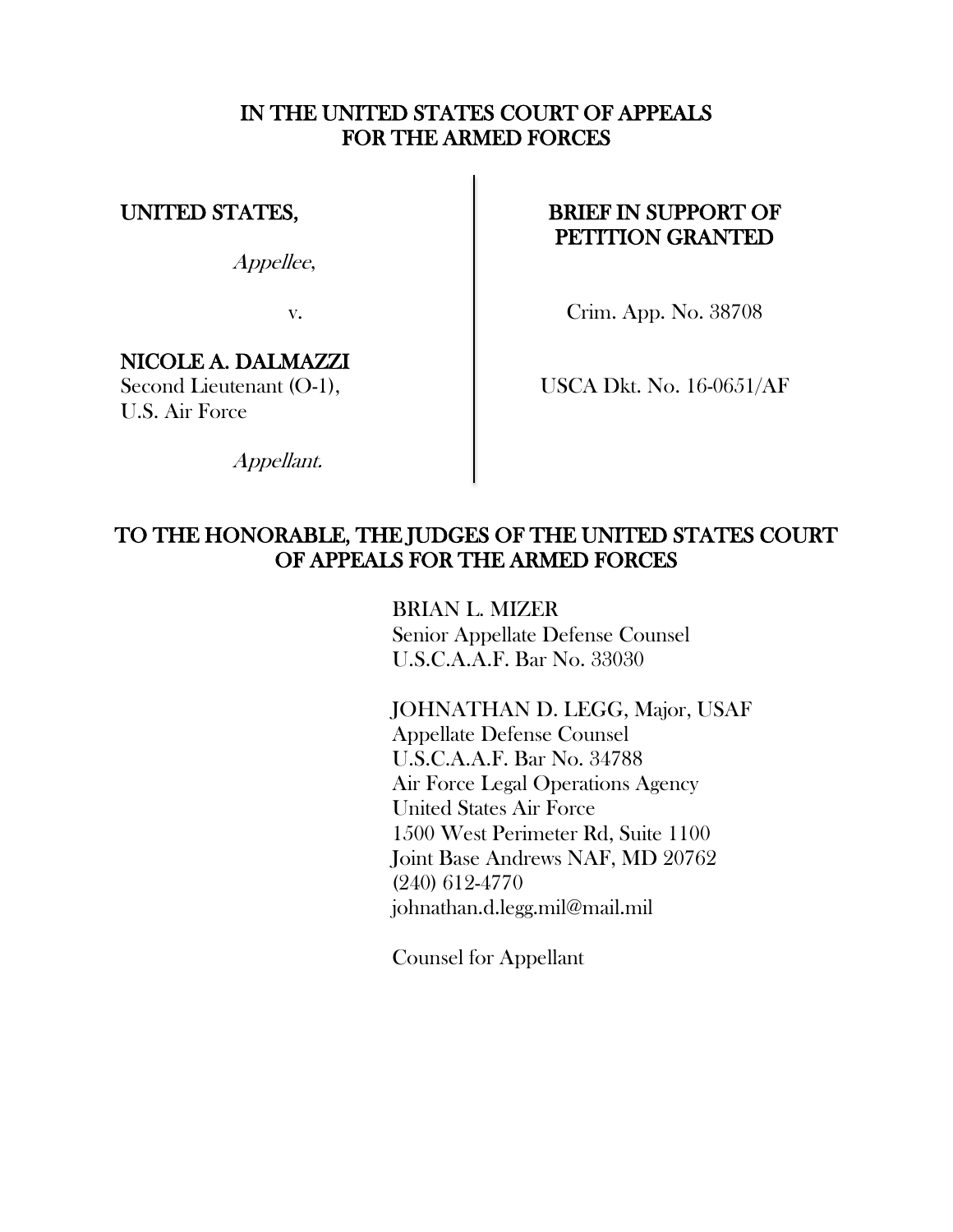# IN THE UNITED STATES COURT OF APPEALS FOR THE ARMED FORCES

| | |
|---|---|
| **UNITED STATES,**<br><br>*Appellee*,<br><br>v.<br><br>**NICOLE A. DALMAZZI**<br>Second Lieutenant (O-1),<br>U.S. Air Force<br><br>*Appellant.* | **BRIEF IN SUPPORT OF PETITION GRANTED**<br><br>Crim. App. No. 38708<br><br>USCA Dkt. No. 16-0651/AF |

## TO THE HONORABLE, THE JUDGES OF THE UNITED STATES COURT OF APPEALS FOR THE ARMED FORCES

BRIAN L. MIZER
Senior Appellate Defense Counsel
U.S.C.A.A.F. Bar No. 33030

JOHNATHAN D. LEGG, Major, USAF
Appellate Defense Counsel
U.S.C.A.A.F. Bar No. 34788
Air Force Legal Operations Agency
United States Air Force
1500 West Perimeter Rd, Suite 1100
Joint Base Andrews NAF, MD 20762
(240) 612-4770
johnathan.d.legg.mil@mail.mil

Counsel for Appellant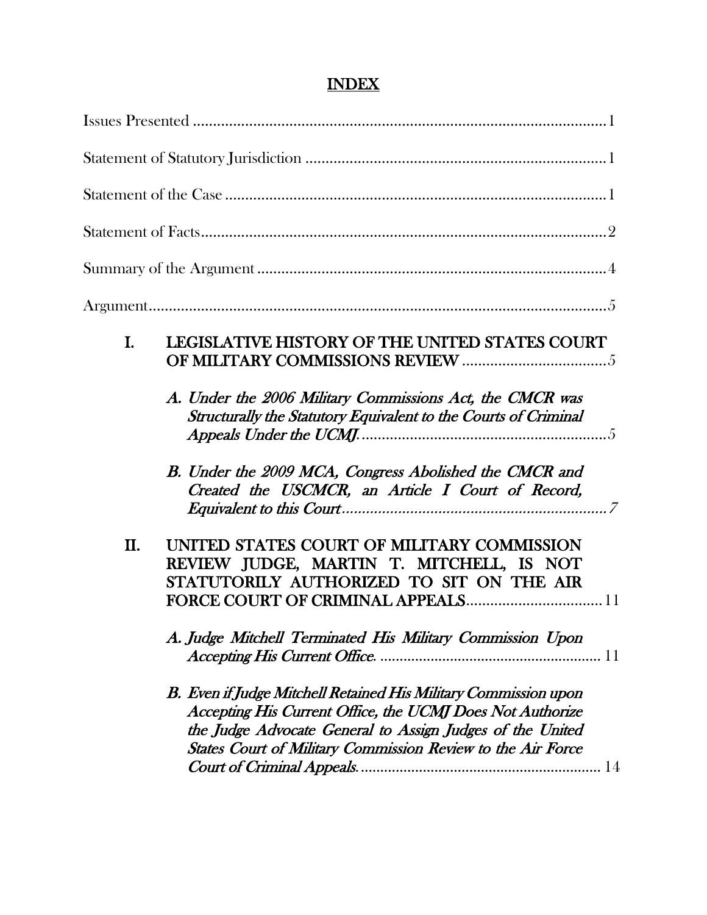# INDEX

Issues Presented ........................................................................................................1

Statement of Statutory Jurisdiction ............................................................................1

Statement of the Case .................................................................................................1

Statement of Facts.......................................................................................................2

Summary of the Argument .........................................................................................4

Argument.....................................................................................................................5

I. **LEGISLATIVE HISTORY OF THE UNITED STATES COURT OF MILITARY COMMISSIONS REVIEW** ....................................5

   *A. Under the 2006 Military Commissions Act, the CMCR was Structurally the Statutory Equivalent to the Courts of Criminal Appeals Under the UCMJ.*..............................................................5

   *B. Under the 2009 MCA, Congress Abolished the CMCR and Created the USCMCR, an Article I Court of Record, Equivalent to this Court*...................................................................7

II. **UNITED STATES COURT OF MILITARY COMMISSION REVIEW JUDGE, MARTIN T. MITCHELL, IS NOT STATUTORILY AUTHORIZED TO SIT ON THE AIR FORCE COURT OF CRIMINAL APPEALS**..................................11

   *A. Judge Mitchell Terminated His Military Commission Upon Accepting His Current Office.* ........................................................ 11

   *B. Even if Judge Mitchell Retained His Military Commission upon Accepting His Current Office, the UCMJ Does Not Authorize the Judge Advocate General to Assign Judges of the United States Court of Military Commission Review to the Air Force Court of Criminal Appeals.*............................................................ 14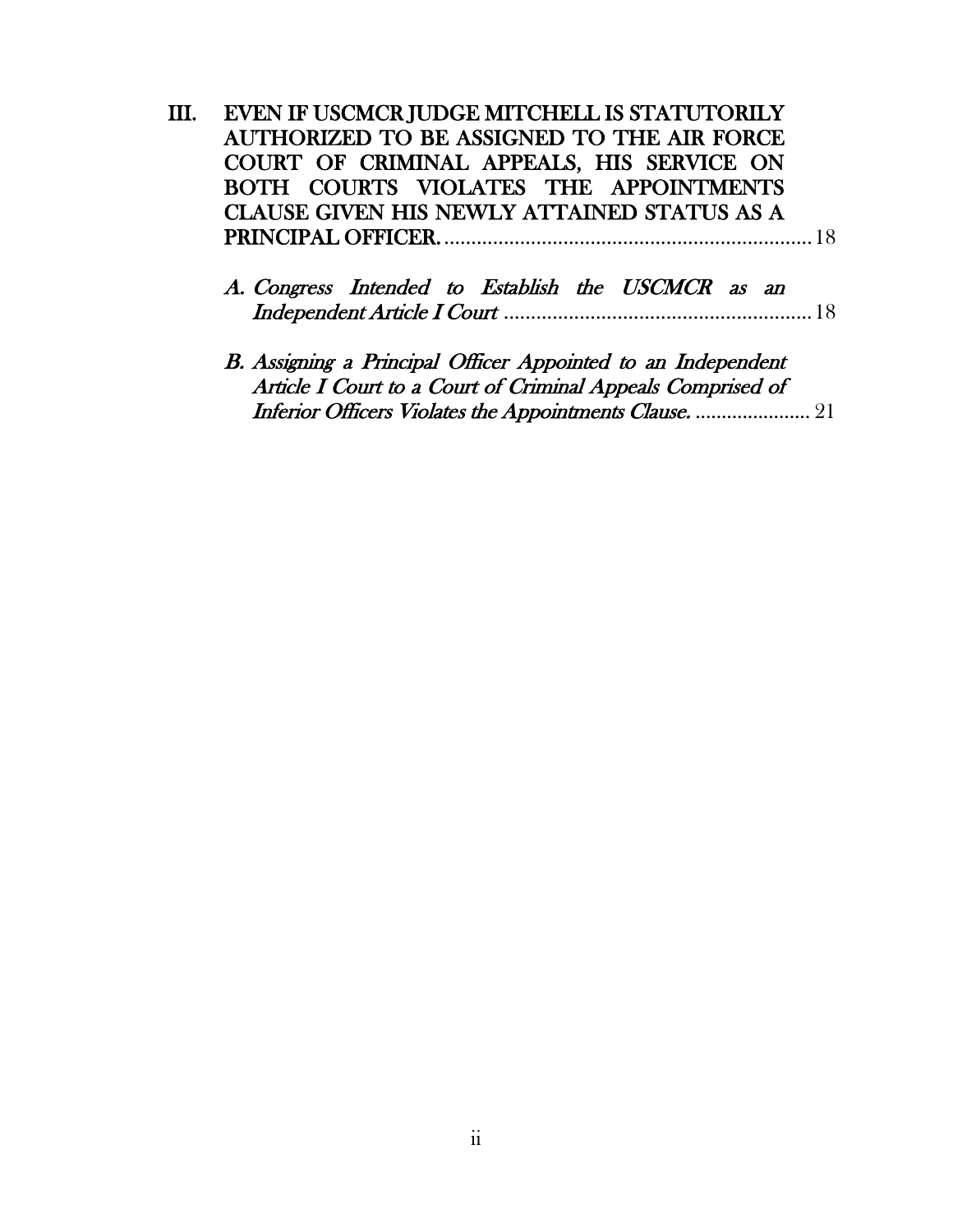III. **EVEN IF USCMCR JUDGE MITCHELL IS STATUTORILY AUTHORIZED TO BE ASSIGNED TO THE AIR FORCE COURT OF CRIMINAL APPEALS, HIS SERVICE ON BOTH COURTS VIOLATES THE APPOINTMENTS CLAUSE GIVEN HIS NEWLY ATTAINED STATUS AS A PRINCIPAL OFFICER.** ..................................................................... 18

   *A. Congress Intended to Establish the USCMCR as an Independent Article I Court* .......................................................... 18

   *B. Assigning a Principal Officer Appointed to an Independent Article I Court to a Court of Criminal Appeals Comprised of Inferior Officers Violates the Appointments Clause.* ...................... 21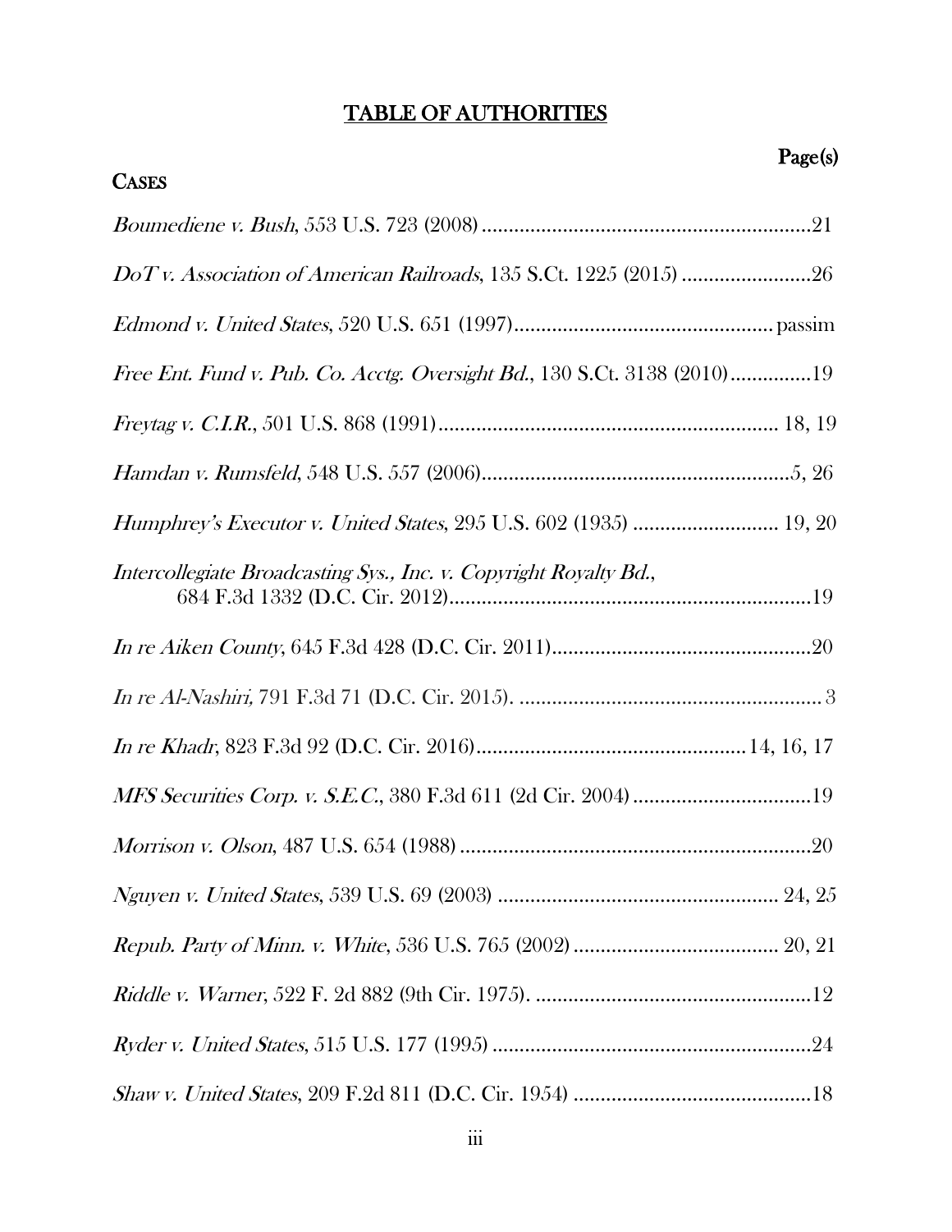# TABLE OF AUTHORITIES

**Page(s)**

**CASES**

*Boumediene v. Bush*, 553 U.S. 723 (2008) ............................................................21

*DoT v. Association of American Railroads*, 135 S.Ct. 1225 (2015) ........................26

*Edmond v. United States*, 520 U.S. 651 (1997)............................................... passim

*Free Ent. Fund v. Pub. Co. Acctg. Oversight Bd.*, 130 S.Ct. 3138 (2010)...............19

*Freytag v. C.I.R.*, 501 U.S. 868 (1991)............................................................ 18, 19

*Hamdan v. Rumsfeld*, 548 U.S. 557 (2006).........................................................5, 26

*Humphrey's Executor v. United States*, 295 U.S. 602 (1935) ........................... 19, 20

*Intercollegiate Broadcasting Sys., Inc. v. Copyright Royalty Bd.*, 684 F.3d 1332 (D.C. Cir. 2012)..................................................................19

*In re Aiken County*, 645 F.3d 428 (D.C. Cir. 2011)................................................20

*In re Al-Nashiri,* 791 F.3d 71 (D.C. Cir. 2015). ........................................................ 3

*In re Khadr*, 823 F.3d 92 (D.C. Cir. 2016)................................................14, 16, 17

*MFS Securities Corp. v. S.E.C.*, 380 F.3d 611 (2d Cir. 2004) .................................19

*Morrison v. Olson*, 487 U.S. 654 (1988) .................................................................20

*Nguyen v. United States*, 539 U.S. 69 (2003) .................................................. 24, 25

*Repub. Party of Minn. v. White*, 536 U.S. 765 (2002) ..................................... 20, 21

*Riddle v. Warner*, 522 F. 2d 882 (9th Cir. 1975). ...................................................12

*Ryder v. United States*, 515 U.S. 177 (1995) ..........................................................24

*Shaw v. United States*, 209 F.2d 811 (D.C. Cir. 1954) ............................................18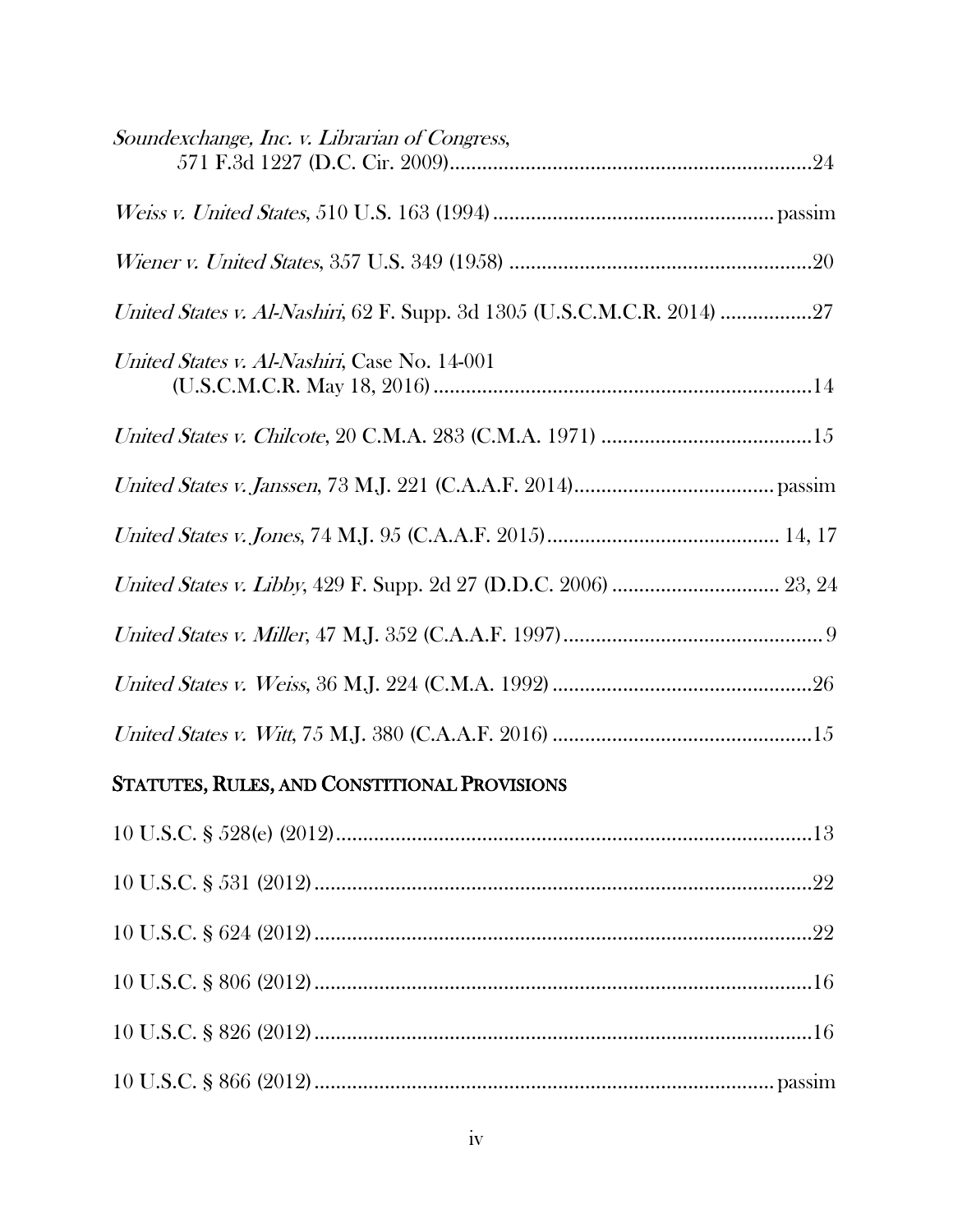*Soundexchange, Inc. v. Librarian of Congress*,
571 F.3d 1227 (D.C. Cir. 2009)....................................................................24

*Weiss v. United States*, 510 U.S. 163 (1994)................................................... passim

*Wiener v. United States*, 357 U.S. 349 (1958) ........................................................20

*United States v. Al-Nashiri*, 62 F. Supp. 3d 1305 (U.S.C.M.C.R. 2014) .................27

*United States v. Al-Nashiri*, Case No. 14-001
(U.S.C.M.C.R. May 18, 2016)......................................................................14

*United States v. Chilcote*, 20 C.M.A. 283 (C.M.A. 1971) .......................................15

*United States v. Janssen*, 73 M.J. 221 (C.A.A.F. 2014).................................... passim

*United States v. Jones*, 74 M.J. 95 (C.A.A.F. 2015)........................................... 14, 17

*United States v. Libby*, 429 F. Supp. 2d 27 (D.D.C. 2006) .............................. 23, 24

*United States v. Miller*, 47 M.J. 352 (C.A.A.F. 1997)................................................ 9

*United States v. Weiss*, 36 M.J. 224 (C.M.A. 1992) ................................................26

*United States v. Witt*, 75 M.J. 380 (C.A.A.F. 2016) ................................................15

## STATUTES, RULES, AND CONSTITIONAL PROVISIONS

10 U.S.C. § 528(e) (2012).........................................................................................13

10 U.S.C. § 531 (2012).............................................................................................22

10 U.S.C. § 624 (2012).............................................................................................22

10 U.S.C. § 806 (2012).............................................................................................16

10 U.S.C. § 826 (2012).............................................................................................16

10 U.S.C. § 866 (2012)........................................................................................ passim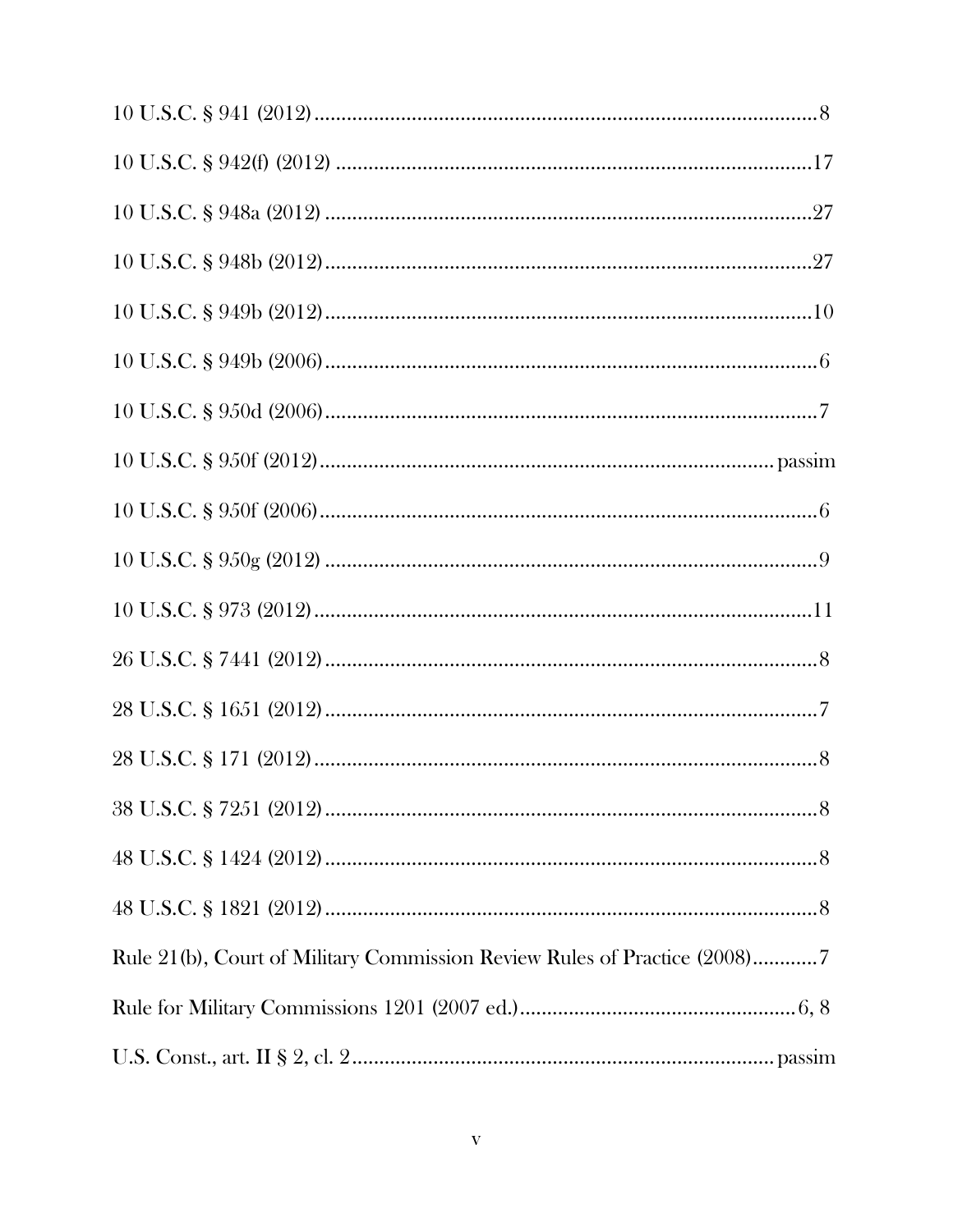10 U.S.C. § 941 (2012)........................................................................................8

10 U.S.C. § 942(f) (2012) ....................................................................................17

10 U.S.C. § 948a (2012) ......................................................................................27

10 U.S.C. § 948b (2012).......................................................................................27

10 U.S.C. § 949b (2012).......................................................................................10

10 U.S.C. § 949b (2006).........................................................................................6

10 U.S.C. § 950d (2006).........................................................................................7

10 U.S.C. § 950f (2012).................................................................................passim

10 U.S.C. § 950f (2006)..........................................................................................6

10 U.S.C. § 950g (2012) .........................................................................................9

10 U.S.C. § 973 (2012)..........................................................................................11

26 U.S.C. § 7441 (2012)..........................................................................................8

28 U.S.C. § 1651 (2012)..........................................................................................7

28 U.S.C. § 171 (2012)............................................................................................8

38 U.S.C. § 7251 (2012)..........................................................................................8

48 U.S.C. § 1424 (2012)..........................................................................................8

48 U.S.C. § 1821 (2012)..........................................................................................8

Rule 21(b), Court of Military Commission Review Rules of Practice (2008)............7

Rule for Military Commissions 1201 (2007 ed.)..................................................6, 8

U.S. Const., art. II § 2, cl. 2.........................................................................passim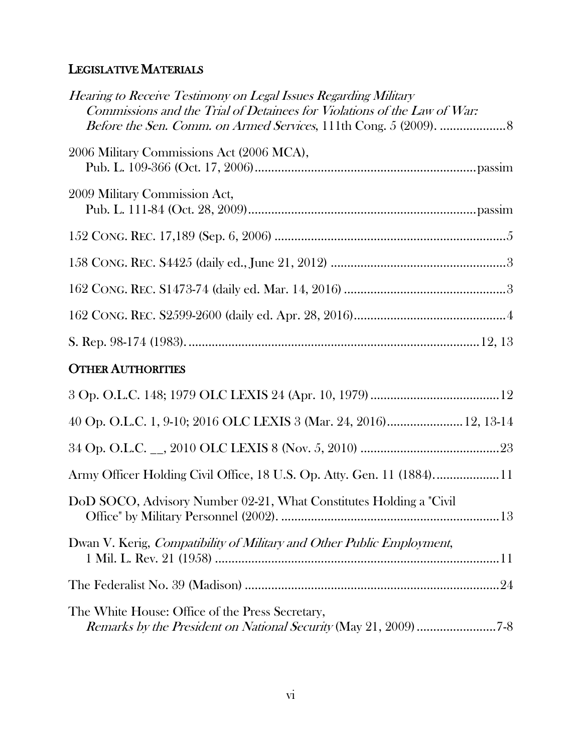## LEGISLATIVE MATERIALS

*Hearing to Receive Testimony on Legal Issues Regarding Military Commissions and the Trial of Detainees for Violations of the Law of War: Before the Sen. Comm. on Armed Services*, 111th Cong. 5 (2009). ....................8

2006 Military Commissions Act (2006 MCA), Pub. L. 109-366 (Oct. 17, 2006)....................passim

2009 Military Commission Act, Pub. L. 111-84 (Oct. 28, 2009)....................passim

152 CONG. REC. 17,189 (Sep. 6, 2006) ....................5

158 CONG. REC. S4425 (daily ed., June 21, 2012) ....................3

162 CONG. REC. S1473-74 (daily ed. Mar. 14, 2016) ....................3

162 CONG. REC. S2599-2600 (daily ed. Apr. 28, 2016)....................4

S. Rep. 98-174 (1983). ....................12, 13

## OTHER AUTHORITIES

3 Op. O.L.C. 148; 1979 OLC LEXIS 24 (Apr. 10, 1979) ....................12

40 Op. O.L.C. 1, 9-10; 2016 OLC LEXIS 3 (Mar. 24, 2016)....................12, 13-14

34 Op. O.L.C. __, 2010 OLC LEXIS 8 (Nov. 5, 2010) ....................23

Army Officer Holding Civil Office, 18 U.S. Op. Atty. Gen. 11 (1884)....................11

DoD SOCO, Advisory Number 02-21, What Constitutes Holding a "Civil Office" by Military Personnel (2002). ....................13

Dwan V. Kerig, *Compatibility of Military and Other Public Employment*, 1 Mil. L. Rev. 21 (1958) ....................11

The Federalist No. 39 (Madison) ....................24

The White House: Office of the Press Secretary, *Remarks by the President on National Security* (May 21, 2009) ....................7-8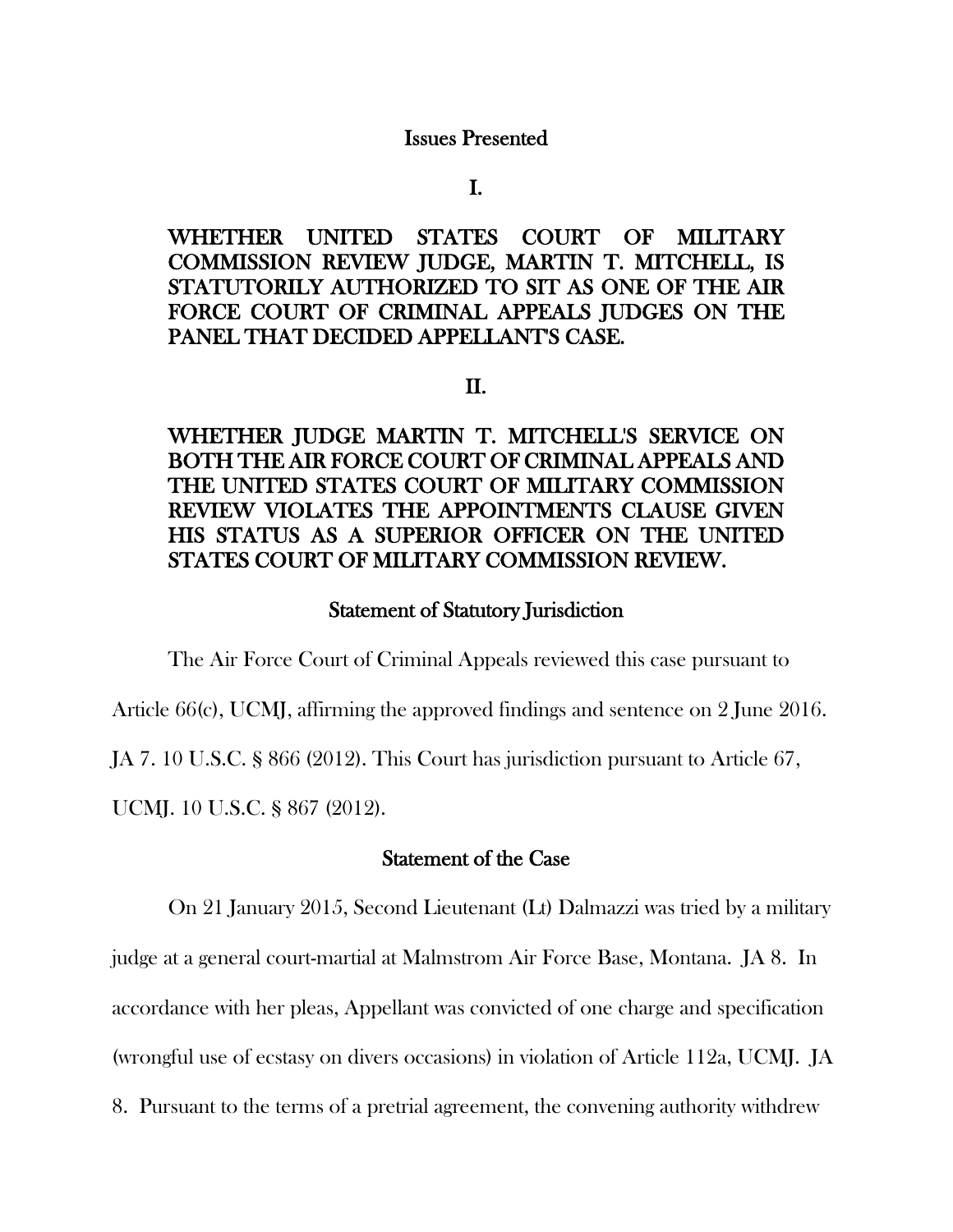## Issues Presented

### I.

**WHETHER UNITED STATES COURT OF MILITARY COMMISSION REVIEW JUDGE, MARTIN T. MITCHELL, IS STATUTORILY AUTHORIZED TO SIT AS ONE OF THE AIR FORCE COURT OF CRIMINAL APPEALS JUDGES ON THE PANEL THAT DECIDED APPELLANT'S CASE.**

### II.

**WHETHER JUDGE MARTIN T. MITCHELL'S SERVICE ON BOTH THE AIR FORCE COURT OF CRIMINAL APPEALS AND THE UNITED STATES COURT OF MILITARY COMMISSION REVIEW VIOLATES THE APPOINTMENTS CLAUSE GIVEN HIS STATUS AS A SUPERIOR OFFICER ON THE UNITED STATES COURT OF MILITARY COMMISSION REVIEW.**

## Statement of Statutory Jurisdiction

The Air Force Court of Criminal Appeals reviewed this case pursuant to Article 66(c), UCMJ, affirming the approved findings and sentence on 2 June 2016. JA 7. 10 U.S.C. § 866 (2012). This Court has jurisdiction pursuant to Article 67, UCMJ. 10 U.S.C. § 867 (2012).

## Statement of the Case

On 21 January 2015, Second Lieutenant (Lt) Dalmazzi was tried by a military judge at a general court-martial at Malmstrom Air Force Base, Montana. JA 8. In accordance with her pleas, Appellant was convicted of one charge and specification (wrongful use of ecstasy on divers occasions) in violation of Article 112a, UCMJ. JA 8. Pursuant to the terms of a pretrial agreement, the convening authority withdrew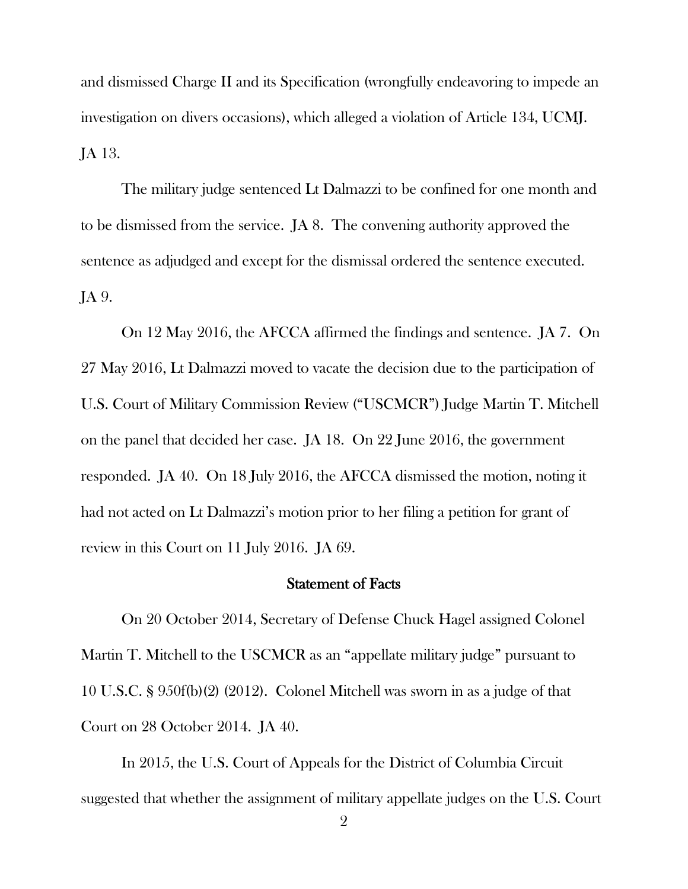and dismissed Charge II and its Specification (wrongfully endeavoring to impede an investigation on divers occasions), which alleged a violation of Article 134, UCMJ. JA 13.

The military judge sentenced Lt Dalmazzi to be confined for one month and to be dismissed from the service. JA 8. The convening authority approved the sentence as adjudged and except for the dismissal ordered the sentence executed. JA 9.

On 12 May 2016, the AFCCA affirmed the findings and sentence. JA 7. On 27 May 2016, Lt Dalmazzi moved to vacate the decision due to the participation of U.S. Court of Military Commission Review ("USCMCR") Judge Martin T. Mitchell on the panel that decided her case. JA 18. On 22 June 2016, the government responded. JA 40. On 18 July 2016, the AFCCA dismissed the motion, noting it had not acted on Lt Dalmazzi's motion prior to her filing a petition for grant of review in this Court on 11 July 2016. JA 69.

## Statement of Facts

On 20 October 2014, Secretary of Defense Chuck Hagel assigned Colonel Martin T. Mitchell to the USCMCR as an "appellate military judge" pursuant to 10 U.S.C. § 950f(b)(2) (2012). Colonel Mitchell was sworn in as a judge of that Court on 28 October 2014. JA 40.

In 2015, the U.S. Court of Appeals for the District of Columbia Circuit suggested that whether the assignment of military appellate judges on the U.S. Court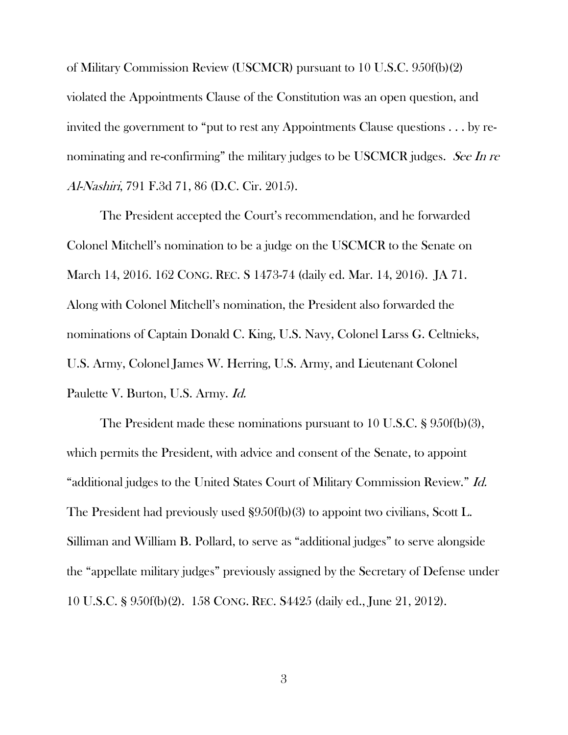of Military Commission Review (USCMCR) pursuant to 10 U.S.C. 950f(b)(2) violated the Appointments Clause of the Constitution was an open question, and invited the government to "put to rest any Appointments Clause questions . . . by re-nominating and re-confirming" the military judges to be USCMCR judges. *See In re Al-Nashiri*, 791 F.3d 71, 86 (D.C. Cir. 2015).

The President accepted the Court's recommendation, and he forwarded Colonel Mitchell's nomination to be a judge on the USCMCR to the Senate on March 14, 2016. 162 CONG. REC. S 1473-74 (daily ed. Mar. 14, 2016). JA 71. Along with Colonel Mitchell's nomination, the President also forwarded the nominations of Captain Donald C. King, U.S. Navy, Colonel Larss G. Celtnieks, U.S. Army, Colonel James W. Herring, U.S. Army, and Lieutenant Colonel Paulette V. Burton, U.S. Army. *Id.*

The President made these nominations pursuant to 10 U.S.C. § 950f(b)(3), which permits the President, with advice and consent of the Senate, to appoint "additional judges to the United States Court of Military Commission Review." *Id.* The President had previously used §950f(b)(3) to appoint two civilians, Scott L. Silliman and William B. Pollard, to serve as "additional judges" to serve alongside the "appellate military judges" previously assigned by the Secretary of Defense under 10 U.S.C. § 950f(b)(2). 158 CONG. REC. S4425 (daily ed., June 21, 2012).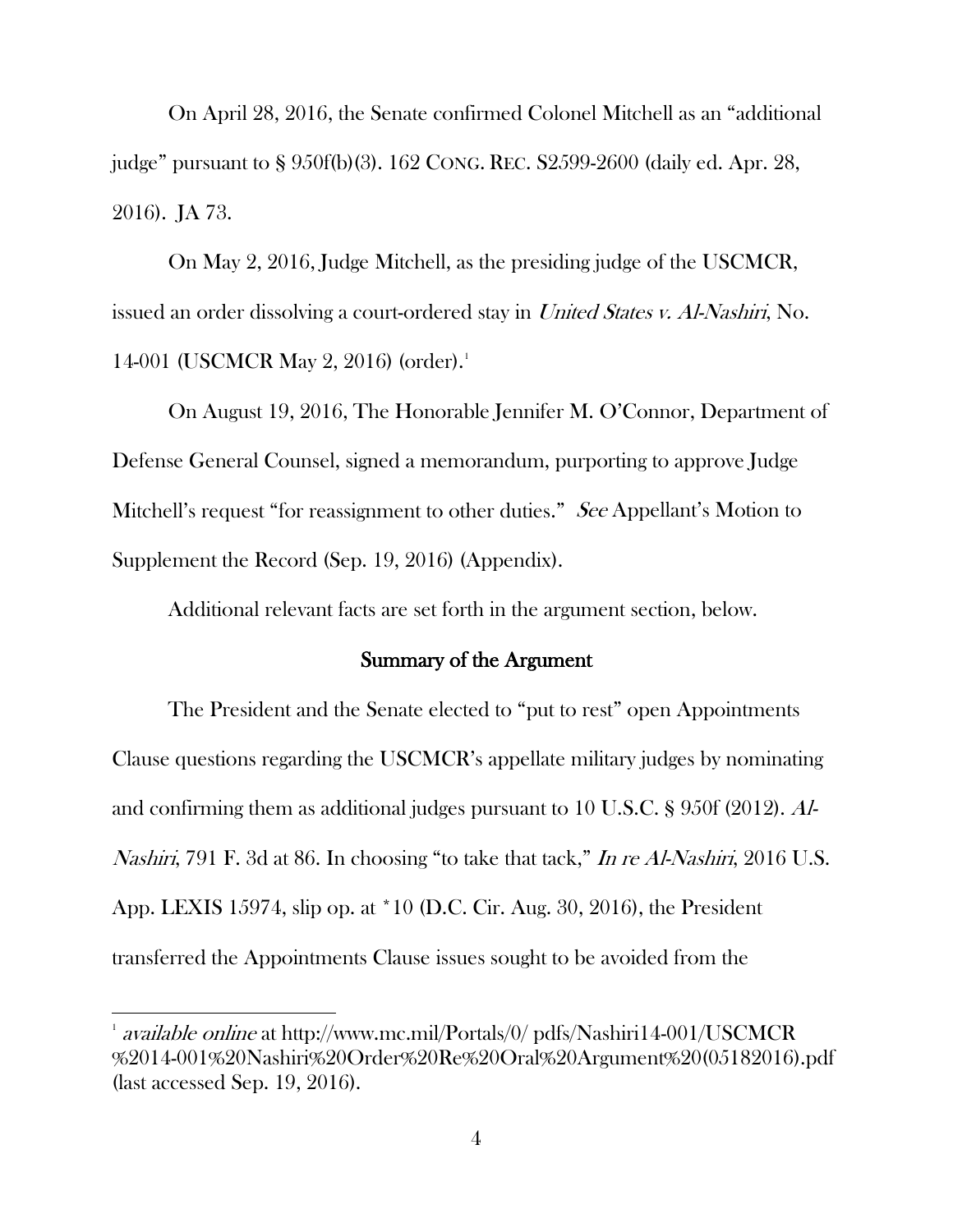On April 28, 2016, the Senate confirmed Colonel Mitchell as an "additional judge" pursuant to § 950f(b)(3). 162 CONG. REC. S2599-2600 (daily ed. Apr. 28, 2016). JA 73.

On May 2, 2016, Judge Mitchell, as the presiding judge of the USCMCR, issued an order dissolving a court-ordered stay in *United States v. Al-Nashiri*, No. 14-001 (USCMCR May 2, 2016) (order).[1]

On August 19, 2016, The Honorable Jennifer M. O'Connor, Department of Defense General Counsel, signed a memorandum, purporting to approve Judge Mitchell's request "for reassignment to other duties." *See* Appellant's Motion to Supplement the Record (Sep. 19, 2016) (Appendix).

Additional relevant facts are set forth in the argument section, below.

## Summary of the Argument

The President and the Senate elected to "put to rest" open Appointments Clause questions regarding the USCMCR's appellate military judges by nominating and confirming them as additional judges pursuant to 10 U.S.C. § 950f (2012). *Al-Nashiri*, 791 F. 3d at 86. In choosing "to take that tack," *In re Al-Nashiri*, 2016 U.S. App. LEXIS 15974, slip op. at *10 (D.C. Cir. Aug. 30, 2016), the President transferred the Appointments Clause issues sought to be avoided from the

---

[1] *available online* at http://www.mc.mil/Portals/0/ pdfs/Nashiri14-001/USCMCR %2014-001%20Nashiri%20Order%20Re%20Oral%20Argument%20(05182016).pdf (last accessed Sep. 19, 2016).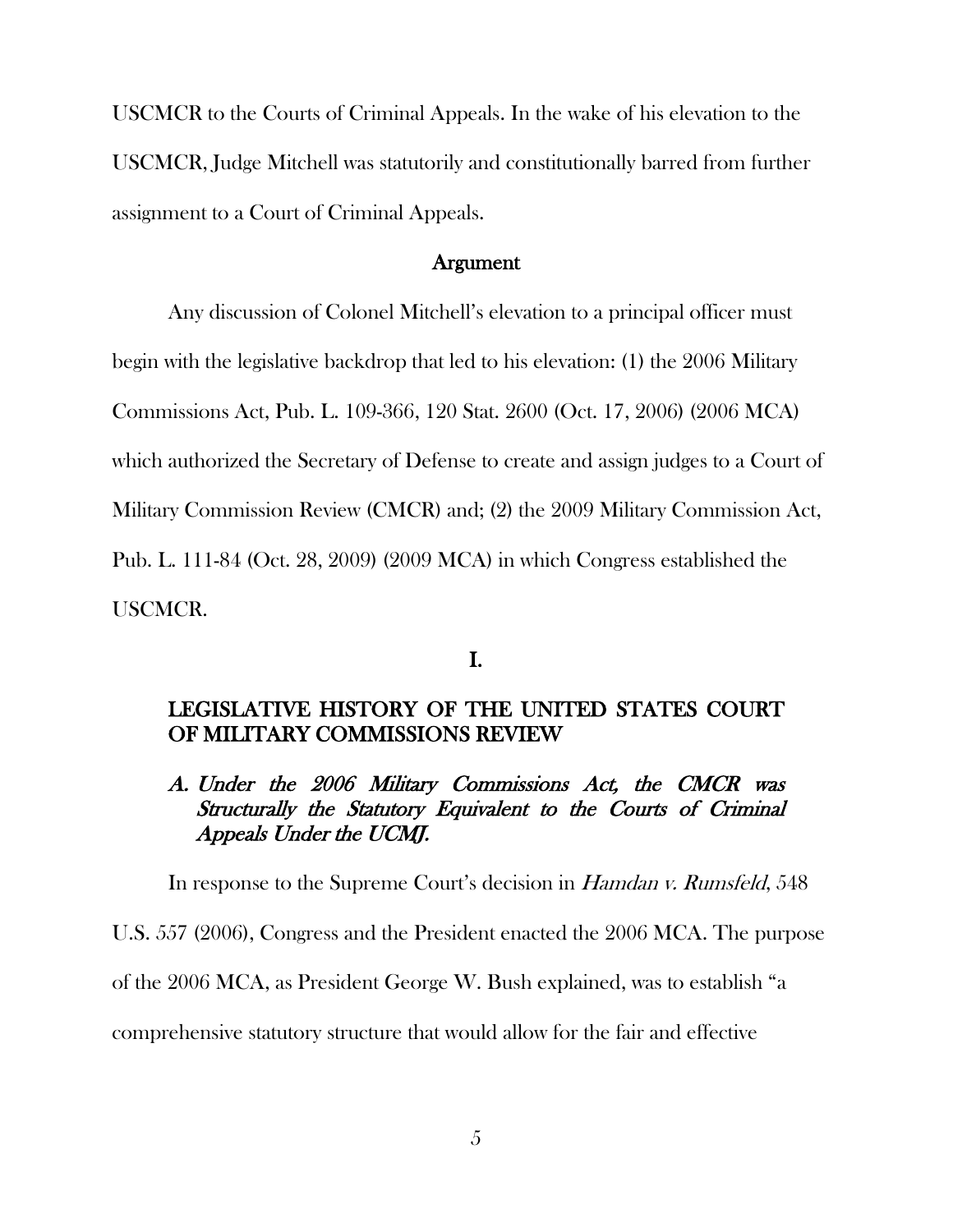USCMCR to the Courts of Criminal Appeals. In the wake of his elevation to the USCMCR, Judge Mitchell was statutorily and constitutionally barred from further assignment to a Court of Criminal Appeals.

## Argument

Any discussion of Colonel Mitchell's elevation to a principal officer must begin with the legislative backdrop that led to his elevation: (1) the 2006 Military Commissions Act, Pub. L. 109-366, 120 Stat. 2600 (Oct. 17, 2006) (2006 MCA) which authorized the Secretary of Defense to create and assign judges to a Court of Military Commission Review (CMCR) and; (2) the 2009 Military Commission Act, Pub. L. 111-84 (Oct. 28, 2009) (2009 MCA) in which Congress established the USCMCR.

## I.

## LEGISLATIVE HISTORY OF THE UNITED STATES COURT OF MILITARY COMMISSIONS REVIEW

### *A. Under the 2006 Military Commissions Act, the CMCR was Structurally the Statutory Equivalent to the Courts of Criminal Appeals Under the UCMJ.*

In response to the Supreme Court's decision in *Hamdan v. Rumsfeld*, 548 U.S. 557 (2006), Congress and the President enacted the 2006 MCA. The purpose of the 2006 MCA, as President George W. Bush explained, was to establish "a comprehensive statutory structure that would allow for the fair and effective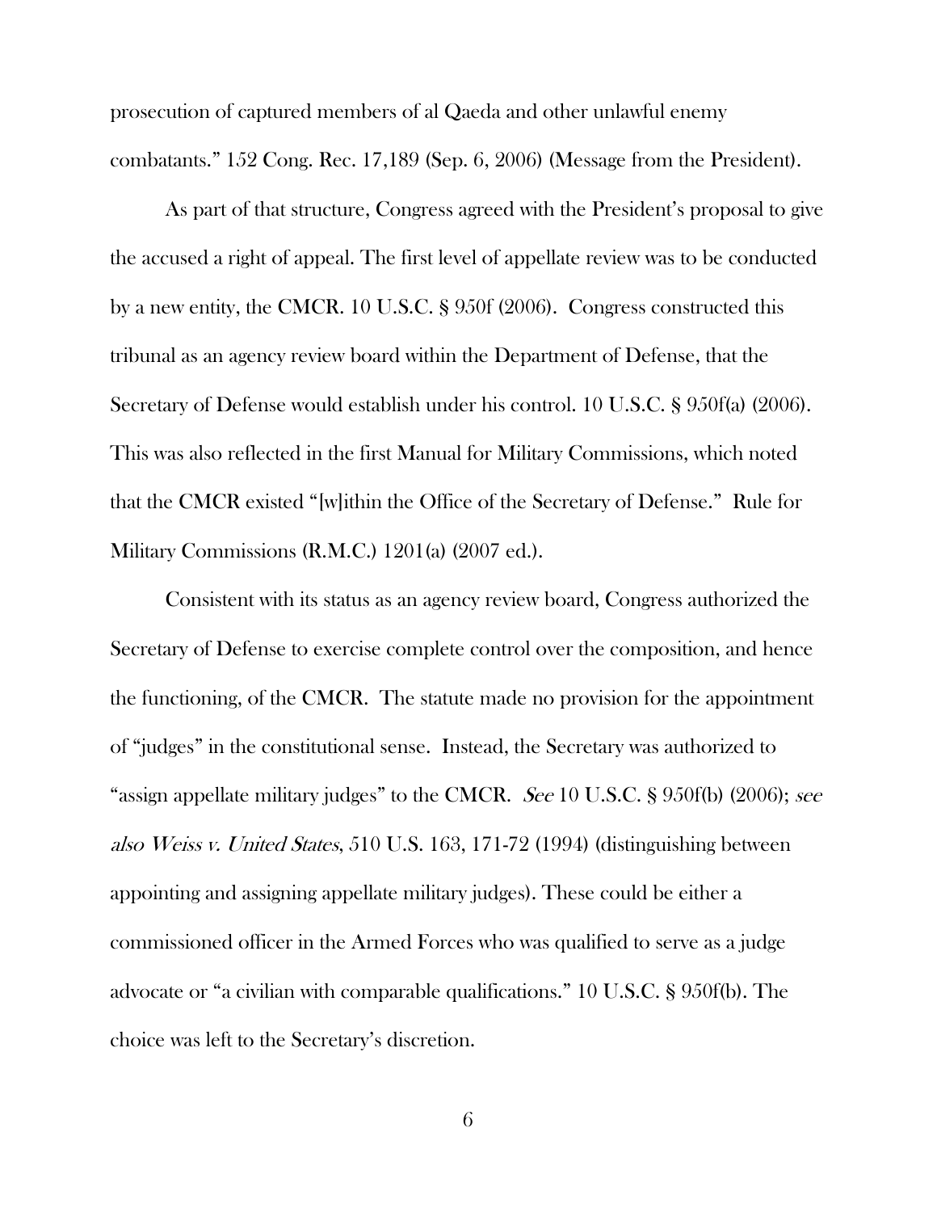prosecution of captured members of al Qaeda and other unlawful enemy combatants." 152 Cong. Rec. 17,189 (Sep. 6, 2006) (Message from the President).

As part of that structure, Congress agreed with the President's proposal to give the accused a right of appeal. The first level of appellate review was to be conducted by a new entity, the CMCR. 10 U.S.C. § 950f (2006). Congress constructed this tribunal as an agency review board within the Department of Defense, that the Secretary of Defense would establish under his control. 10 U.S.C. § 950f(a) (2006). This was also reflected in the first Manual for Military Commissions, which noted that the CMCR existed "[w]ithin the Office of the Secretary of Defense." Rule for Military Commissions (R.M.C.) 1201(a) (2007 ed.).

Consistent with its status as an agency review board, Congress authorized the Secretary of Defense to exercise complete control over the composition, and hence the functioning, of the CMCR. The statute made no provision for the appointment of "judges" in the constitutional sense. Instead, the Secretary was authorized to "assign appellate military judges" to the CMCR. *See* 10 U.S.C. § 950f(b) (2006); *see also Weiss v. United States*, 510 U.S. 163, 171-72 (1994) (distinguishing between appointing and assigning appellate military judges). These could be either a commissioned officer in the Armed Forces who was qualified to serve as a judge advocate or "a civilian with comparable qualifications." 10 U.S.C. § 950f(b). The choice was left to the Secretary's discretion.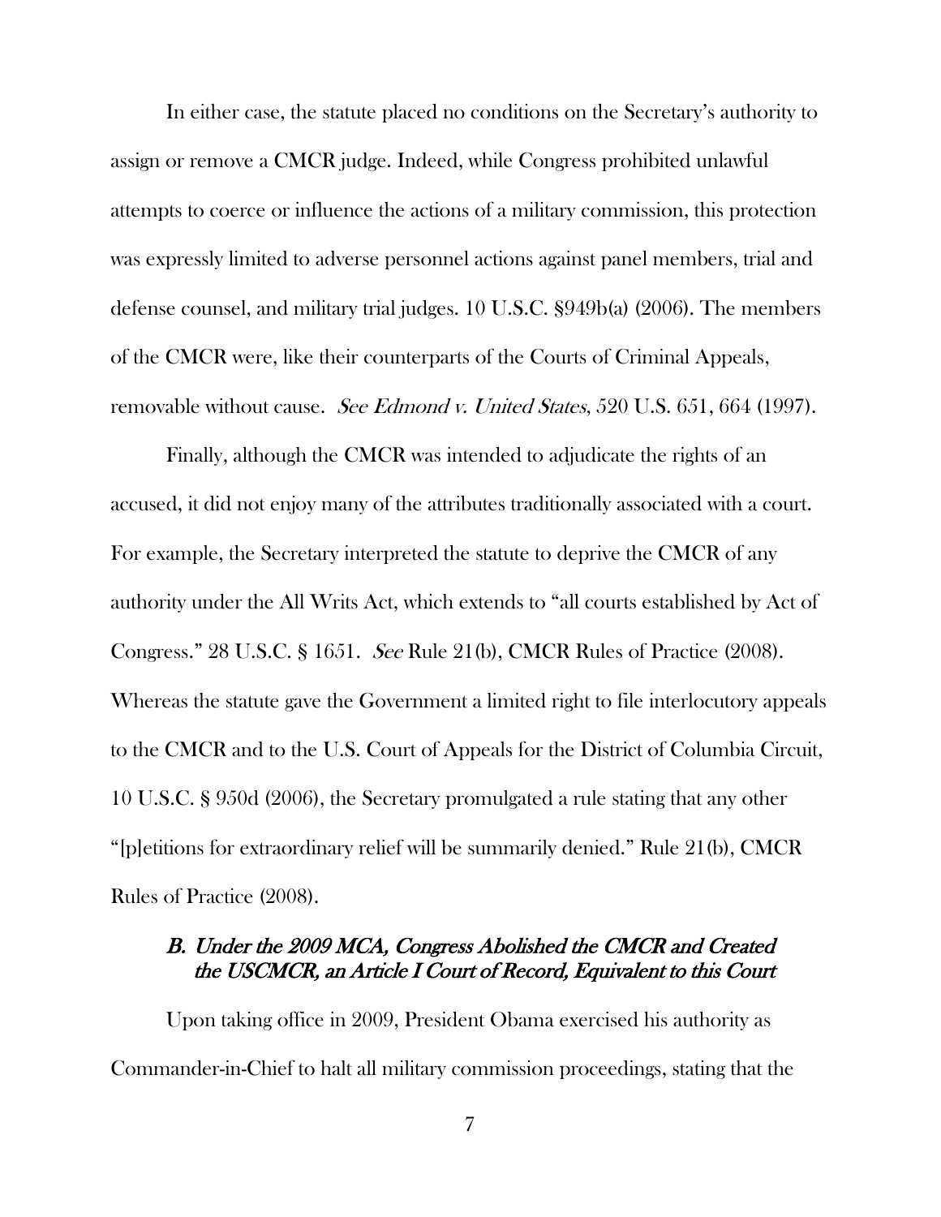In either case, the statute placed no conditions on the Secretary's authority to assign or remove a CMCR judge. Indeed, while Congress prohibited unlawful attempts to coerce or influence the actions of a military commission, this protection was expressly limited to adverse personnel actions against panel members, trial and defense counsel, and military trial judges. 10 U.S.C. §949b(a) (2006). The members of the CMCR were, like their counterparts of the Courts of Criminal Appeals, removable without cause. *See Edmond v. United States*, 520 U.S. 651, 664 (1997).

Finally, although the CMCR was intended to adjudicate the rights of an accused, it did not enjoy many of the attributes traditionally associated with a court. For example, the Secretary interpreted the statute to deprive the CMCR of any authority under the All Writs Act, which extends to "all courts established by Act of Congress." 28 U.S.C. § 1651. *See* Rule 21(b), CMCR Rules of Practice (2008). Whereas the statute gave the Government a limited right to file interlocutory appeals to the CMCR and to the U.S. Court of Appeals for the District of Columbia Circuit, 10 U.S.C. § 950d (2006), the Secretary promulgated a rule stating that any other "[p]etitions for extraordinary relief will be summarily denied." Rule 21(b), CMCR Rules of Practice (2008).

### *B. Under the 2009 MCA, Congress Abolished the CMCR and Created the USCMCR, an Article I Court of Record, Equivalent to this Court*

Upon taking office in 2009, President Obama exercised his authority as Commander-in-Chief to halt all military commission proceedings, stating that the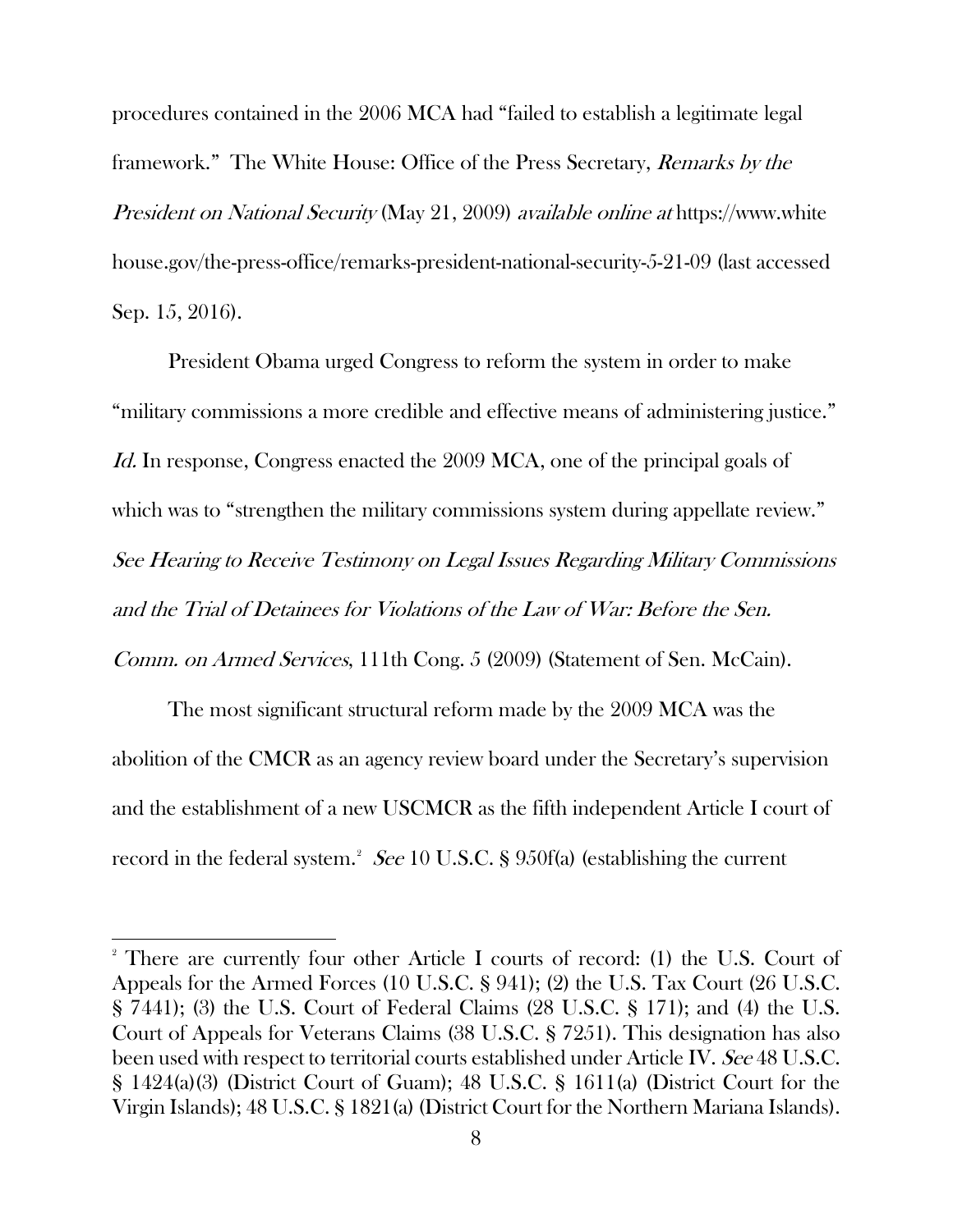procedures contained in the 2006 MCA had "failed to establish a legitimate legal framework." The White House: Office of the Press Secretary, *Remarks by the President on National Security* (May 21, 2009) *available online at* https://www.whitehouse.gov/the-press-office/remarks-president-national-security-5-21-09 (last accessed Sep. 15, 2016).

President Obama urged Congress to reform the system in order to make "military commissions a more credible and effective means of administering justice." *Id.* In response, Congress enacted the 2009 MCA, one of the principal goals of which was to "strengthen the military commissions system during appellate review." *See Hearing to Receive Testimony on Legal Issues Regarding Military Commissions and the Trial of Detainees for Violations of the Law of War: Before the Sen. Comm. on Armed Services*, 111th Cong. 5 (2009) (Statement of Sen. McCain).

The most significant structural reform made by the 2009 MCA was the abolition of the CMCR as an agency review board under the Secretary's supervision and the establishment of a new USCMCR as the fifth independent Article I court of record in the federal system.[2] *See* 10 U.S.C. § 950f(a) (establishing the current

---

[2] There are currently four other Article I courts of record: (1) the U.S. Court of Appeals for the Armed Forces (10 U.S.C. § 941); (2) the U.S. Tax Court (26 U.S.C. § 7441); (3) the U.S. Court of Federal Claims (28 U.S.C. § 171); and (4) the U.S. Court of Appeals for Veterans Claims (38 U.S.C. § 7251). This designation has also been used with respect to territorial courts established under Article IV. *See* 48 U.S.C. § 1424(a)(3) (District Court of Guam); 48 U.S.C. § 1611(a) (District Court for the Virgin Islands); 48 U.S.C. § 1821(a) (District Court for the Northern Mariana Islands).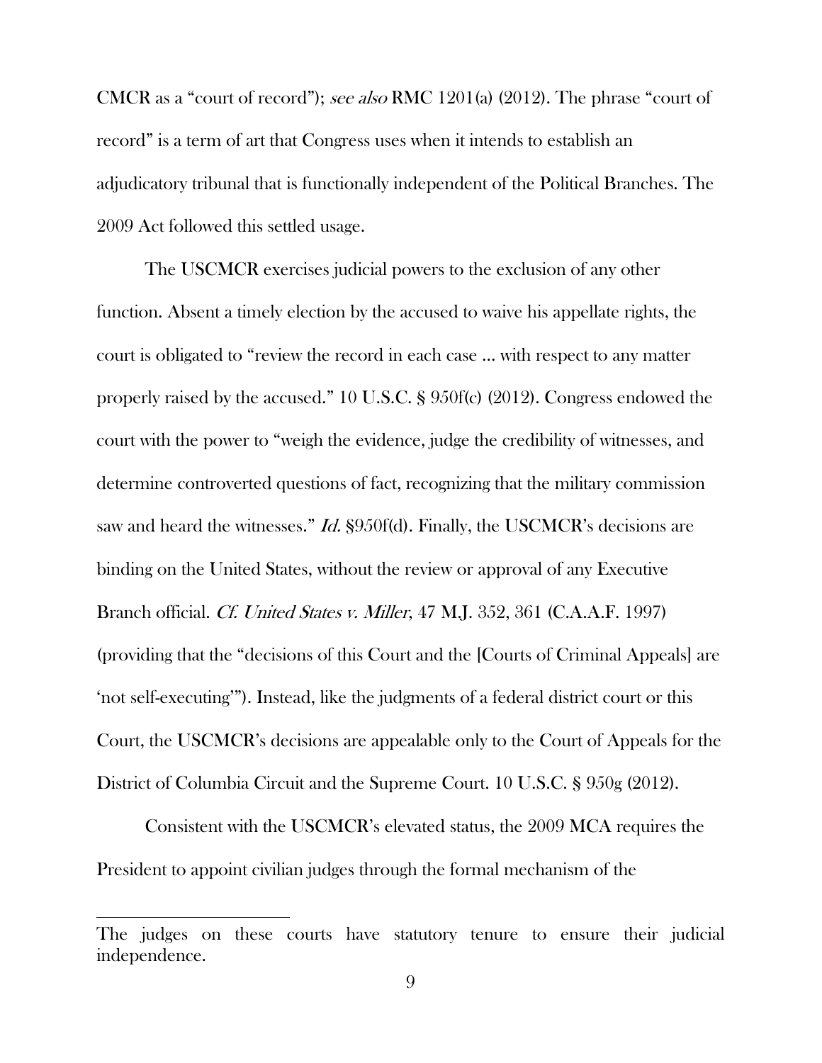CMCR as a "court of record"); *see also* RMC 1201(a) (2012). The phrase "court of record" is a term of art that Congress uses when it intends to establish an adjudicatory tribunal that is functionally independent of the Political Branches. The 2009 Act followed this settled usage.

The USCMCR exercises judicial powers to the exclusion of any other function. Absent a timely election by the accused to waive his appellate rights, the court is obligated to "review the record in each case ... with respect to any matter properly raised by the accused." 10 U.S.C. § 950f(c) (2012). Congress endowed the court with the power to "weigh the evidence, judge the credibility of witnesses, and determine controverted questions of fact, recognizing that the military commission saw and heard the witnesses." *Id.* §950f(d). Finally, the USCMCR's decisions are binding on the United States, without the review or approval of any Executive Branch official. *Cf. United States v. Miller*, 47 M.J. 352, 361 (C.A.A.F. 1997) (providing that the "decisions of this Court and the [Courts of Criminal Appeals] are 'not self-executing'"). Instead, like the judgments of a federal district court or this Court, the USCMCR's decisions are appealable only to the Court of Appeals for the District of Columbia Circuit and the Supreme Court. 10 U.S.C. § 950g (2012).

Consistent with the USCMCR's elevated status, the 2009 MCA requires the President to appoint civilian judges through the formal mechanism of the

---

The judges on these courts have statutory tenure to ensure their judicial independence.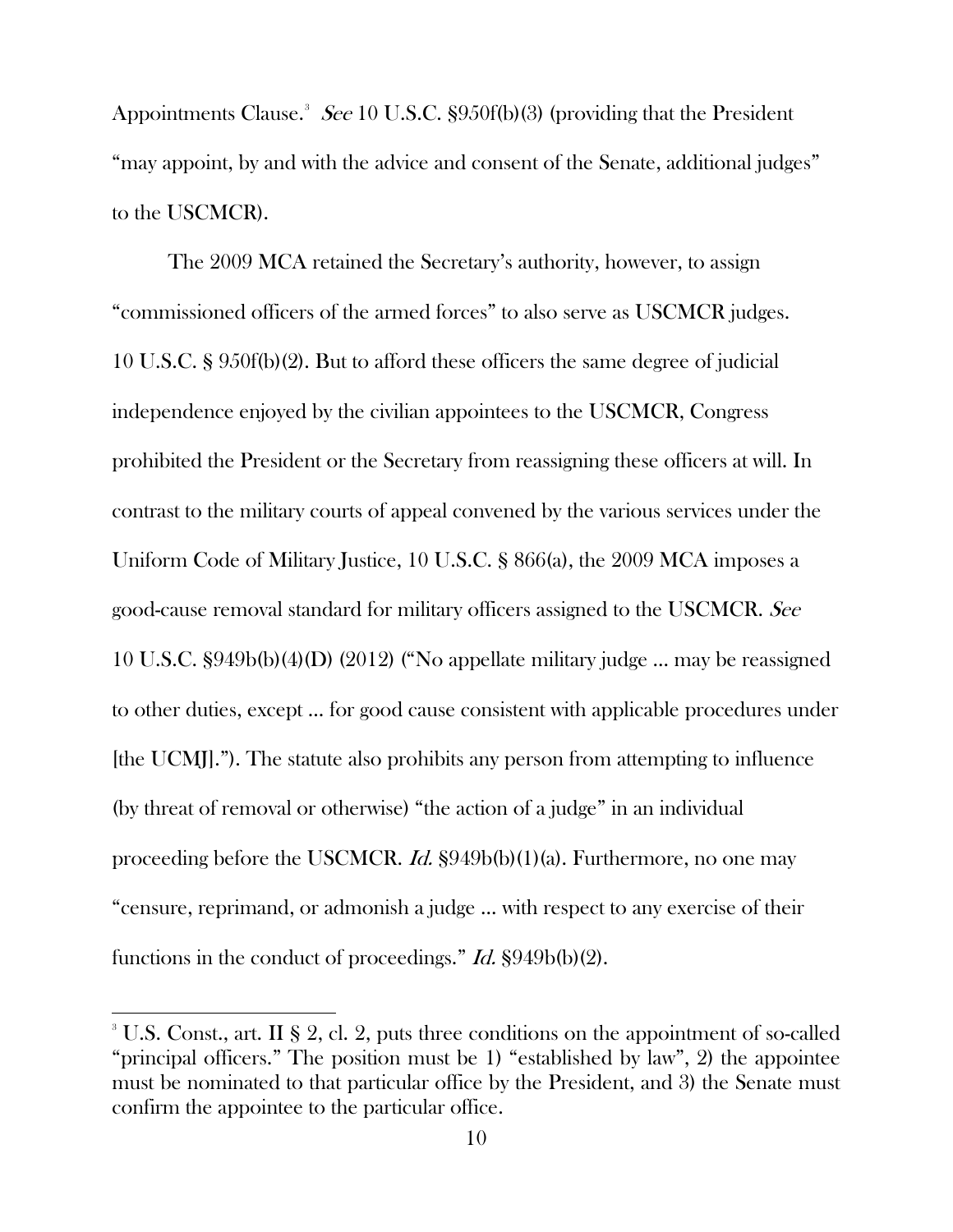Appointments Clause.[3] *See* 10 U.S.C. §950f(b)(3) (providing that the President "may appoint, by and with the advice and consent of the Senate, additional judges" to the USCMCR).

The 2009 MCA retained the Secretary's authority, however, to assign "commissioned officers of the armed forces" to also serve as USCMCR judges. 10 U.S.C. § 950f(b)(2). But to afford these officers the same degree of judicial independence enjoyed by the civilian appointees to the USCMCR, Congress prohibited the President or the Secretary from reassigning these officers at will. In contrast to the military courts of appeal convened by the various services under the Uniform Code of Military Justice, 10 U.S.C. § 866(a), the 2009 MCA imposes a good-cause removal standard for military officers assigned to the USCMCR. *See* 10 U.S.C. §949b(b)(4)(D) (2012) ("No appellate military judge … may be reassigned to other duties, except … for good cause consistent with applicable procedures under [the UCMJ]."). The statute also prohibits any person from attempting to influence (by threat of removal or otherwise) "the action of a judge" in an individual proceeding before the USCMCR. *Id.* §949b(b)(1)(a). Furthermore, no one may "censure, reprimand, or admonish a judge … with respect to any exercise of their functions in the conduct of proceedings." *Id.* §949b(b)(2).

---

[3] U.S. Const., art. II § 2, cl. 2, puts three conditions on the appointment of so-called "principal officers." The position must be 1) "established by law", 2) the appointee must be nominated to that particular office by the President, and 3) the Senate must confirm the appointee to the particular office.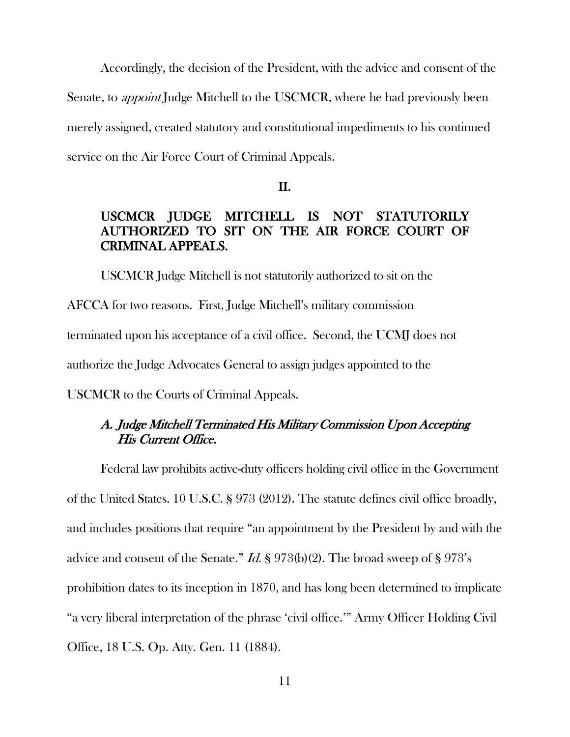Accordingly, the decision of the President, with the advice and consent of the Senate, to *appoint* Judge Mitchell to the USCMCR, where he had previously been merely assigned, created statutory and constitutional impediments to his continued service on the Air Force Court of Criminal Appeals.

## II.

## USCMCR JUDGE MITCHELL IS NOT STATUTORILY AUTHORIZED TO SIT ON THE AIR FORCE COURT OF CRIMINAL APPEALS.

USCMCR Judge Mitchell is not statutorily authorized to sit on the AFCCA for two reasons. First, Judge Mitchell's military commission terminated upon his acceptance of a civil office. Second, the UCMJ does not authorize the Judge Advocates General to assign judges appointed to the USCMCR to the Courts of Criminal Appeals.

### *A. Judge Mitchell Terminated His Military Commission Upon Accepting His Current Office.*

Federal law prohibits active-duty officers holding civil office in the Government of the United States. 10 U.S.C. § 973 (2012). The statute defines civil office broadly, and includes positions that require "an appointment by the President by and with the advice and consent of the Senate." *Id.* § 973(b)(2). The broad sweep of § 973's prohibition dates to its inception in 1870, and has long been determined to implicate "a very liberal interpretation of the phrase 'civil office.'" Army Officer Holding Civil Office, 18 U.S. Op. Atty. Gen. 11 (1884).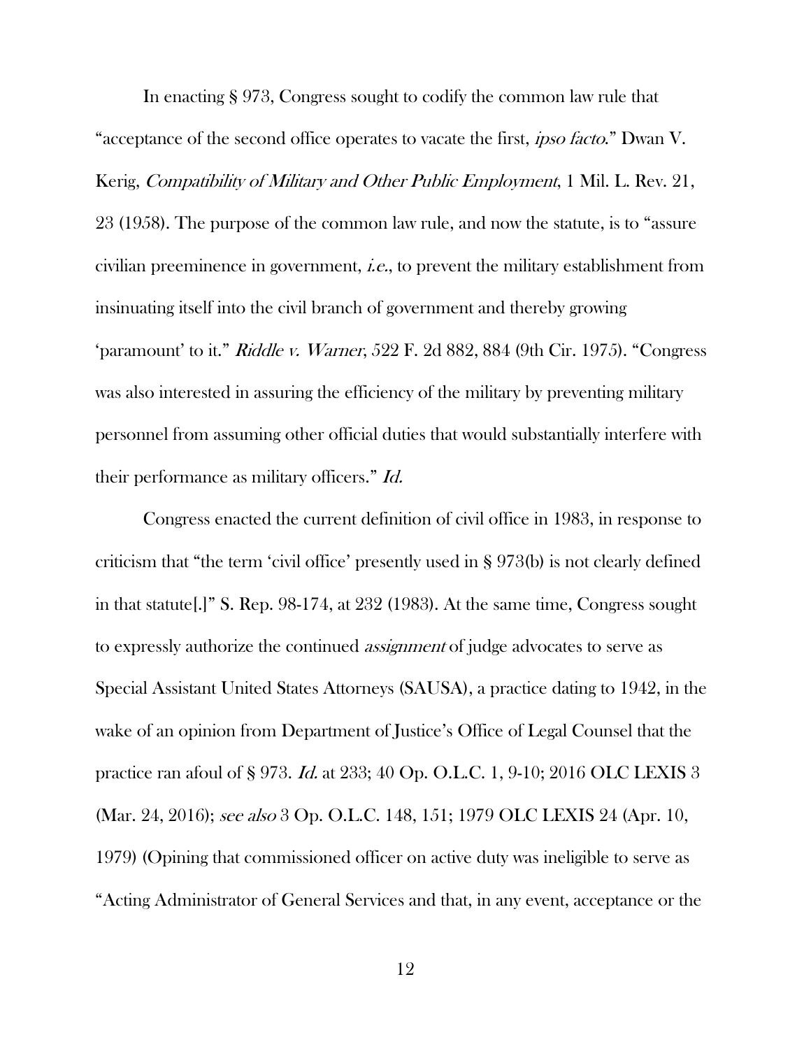In enacting § 973, Congress sought to codify the common law rule that "acceptance of the second office operates to vacate the first, *ipso facto*." Dwan V. Kerig, *Compatibility of Military and Other Public Employment*, 1 Mil. L. Rev. 21, 23 (1958). The purpose of the common law rule, and now the statute, is to "assure civilian preeminence in government, *i.e.*, to prevent the military establishment from insinuating itself into the civil branch of government and thereby growing 'paramount' to it." *Riddle v. Warner*, 522 F. 2d 882, 884 (9th Cir. 1975). "Congress was also interested in assuring the efficiency of the military by preventing military personnel from assuming other official duties that would substantially interfere with their performance as military officers." *Id.*

Congress enacted the current definition of civil office in 1983, in response to criticism that "the term 'civil office' presently used in § 973(b) is not clearly defined in that statute[.]" S. Rep. 98-174, at 232 (1983). At the same time, Congress sought to expressly authorize the continued *assignment* of judge advocates to serve as Special Assistant United States Attorneys (SAUSA), a practice dating to 1942, in the wake of an opinion from Department of Justice's Office of Legal Counsel that the practice ran afoul of § 973. *Id.* at 233; 40 Op. O.L.C. 1, 9-10; 2016 OLC LEXIS 3 (Mar. 24, 2016); *see also* 3 Op. O.L.C. 148, 151; 1979 OLC LEXIS 24 (Apr. 10, 1979) (Opining that commissioned officer on active duty was ineligible to serve as "Acting Administrator of General Services and that, in any event, acceptance or the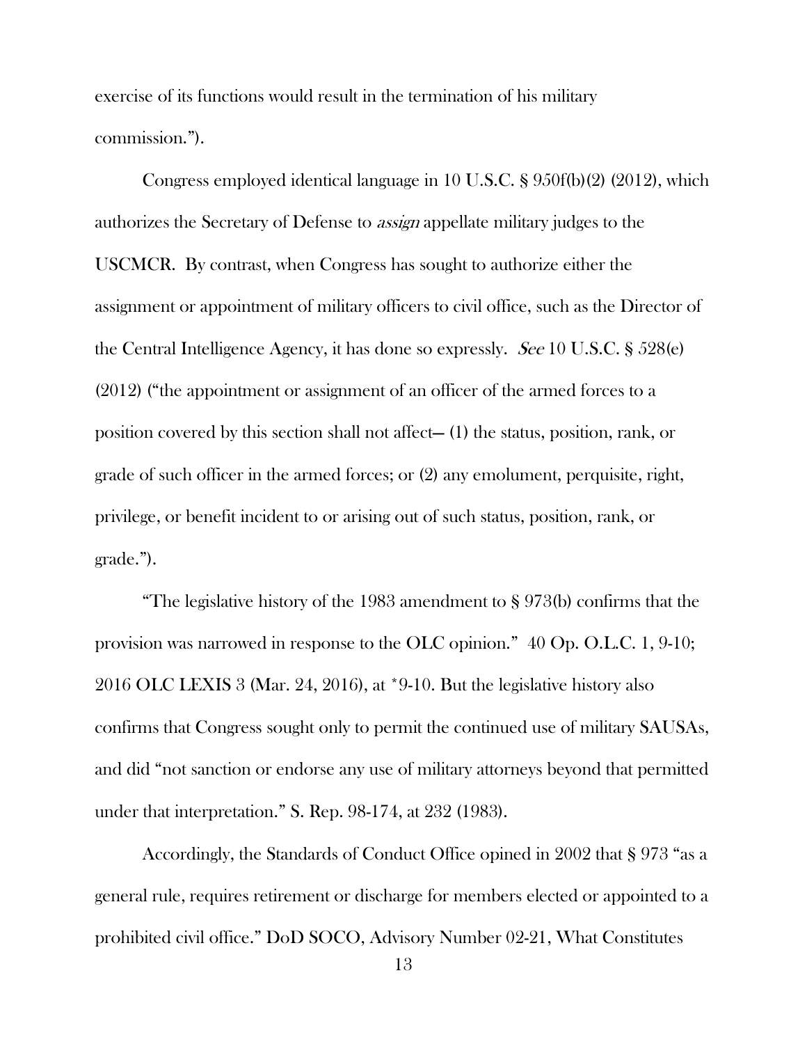exercise of its functions would result in the termination of his military commission.").

Congress employed identical language in 10 U.S.C. § 950f(b)(2) (2012), which authorizes the Secretary of Defense to *assign* appellate military judges to the USCMCR. By contrast, when Congress has sought to authorize either the assignment or appointment of military officers to civil office, such as the Director of the Central Intelligence Agency, it has done so expressly. *See* 10 U.S.C. § 528(e) (2012) ("the appointment or assignment of an officer of the armed forces to a position covered by this section shall not affect— (1) the status, position, rank, or grade of such officer in the armed forces; or (2) any emolument, perquisite, right, privilege, or benefit incident to or arising out of such status, position, rank, or grade.").

"The legislative history of the 1983 amendment to § 973(b) confirms that the provision was narrowed in response to the OLC opinion." 40 Op. O.L.C. 1, 9-10; 2016 OLC LEXIS 3 (Mar. 24, 2016), at *9-10. But the legislative history also confirms that Congress sought only to permit the continued use of military SAUSAs, and did "not sanction or endorse any use of military attorneys beyond that permitted under that interpretation." S. Rep. 98-174, at 232 (1983).

Accordingly, the Standards of Conduct Office opined in 2002 that § 973 "as a general rule, requires retirement or discharge for members elected or appointed to a prohibited civil office." DoD SOCO, Advisory Number 02-21, What Constitutes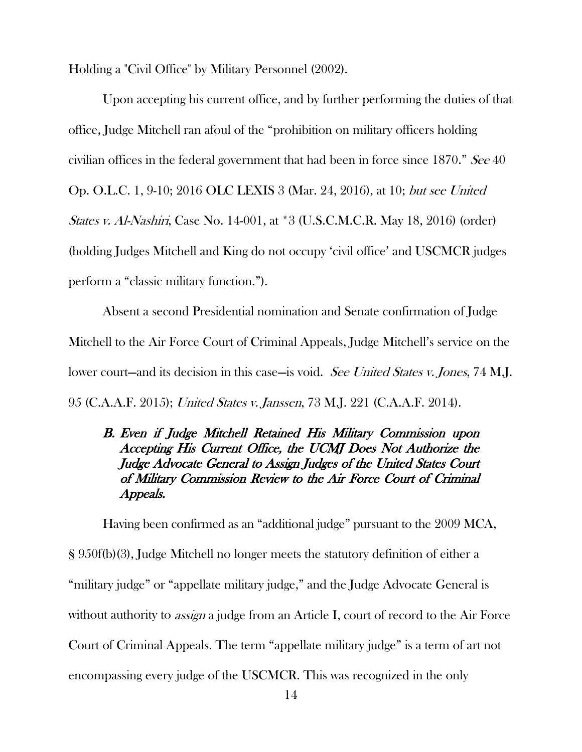Holding a "Civil Office" by Military Personnel (2002).

Upon accepting his current office, and by further performing the duties of that office, Judge Mitchell ran afoul of the "prohibition on military officers holding civilian offices in the federal government that had been in force since 1870." *See* 40 Op. O.L.C. 1, 9-10; 2016 OLC LEXIS 3 (Mar. 24, 2016), at 10; *but see United States v. Al-Nashiri*, Case No. 14-001, at *3 (U.S.C.M.C.R. May 18, 2016) (order) (holding Judges Mitchell and King do not occupy 'civil office' and USCMCR judges perform a "classic military function.").

Absent a second Presidential nomination and Senate confirmation of Judge Mitchell to the Air Force Court of Criminal Appeals, Judge Mitchell's service on the lower court—and its decision in this case—is void. *See United States v. Jones*, 74 M.J. 95 (C.A.A.F. 2015); *United States v. Janssen*, 73 M.J. 221 (C.A.A.F. 2014).

### *B. Even if Judge Mitchell Retained His Military Commission upon Accepting His Current Office, the UCMJ Does Not Authorize the Judge Advocate General to Assign Judges of the United States Court of Military Commission Review to the Air Force Court of Criminal Appeals.*

Having been confirmed as an "additional judge" pursuant to the 2009 MCA, § 950f(b)(3), Judge Mitchell no longer meets the statutory definition of either a "military judge" or "appellate military judge," and the Judge Advocate General is without authority to *assign* a judge from an Article I, court of record to the Air Force Court of Criminal Appeals. The term "appellate military judge" is a term of art not encompassing every judge of the USCMCR. This was recognized in the only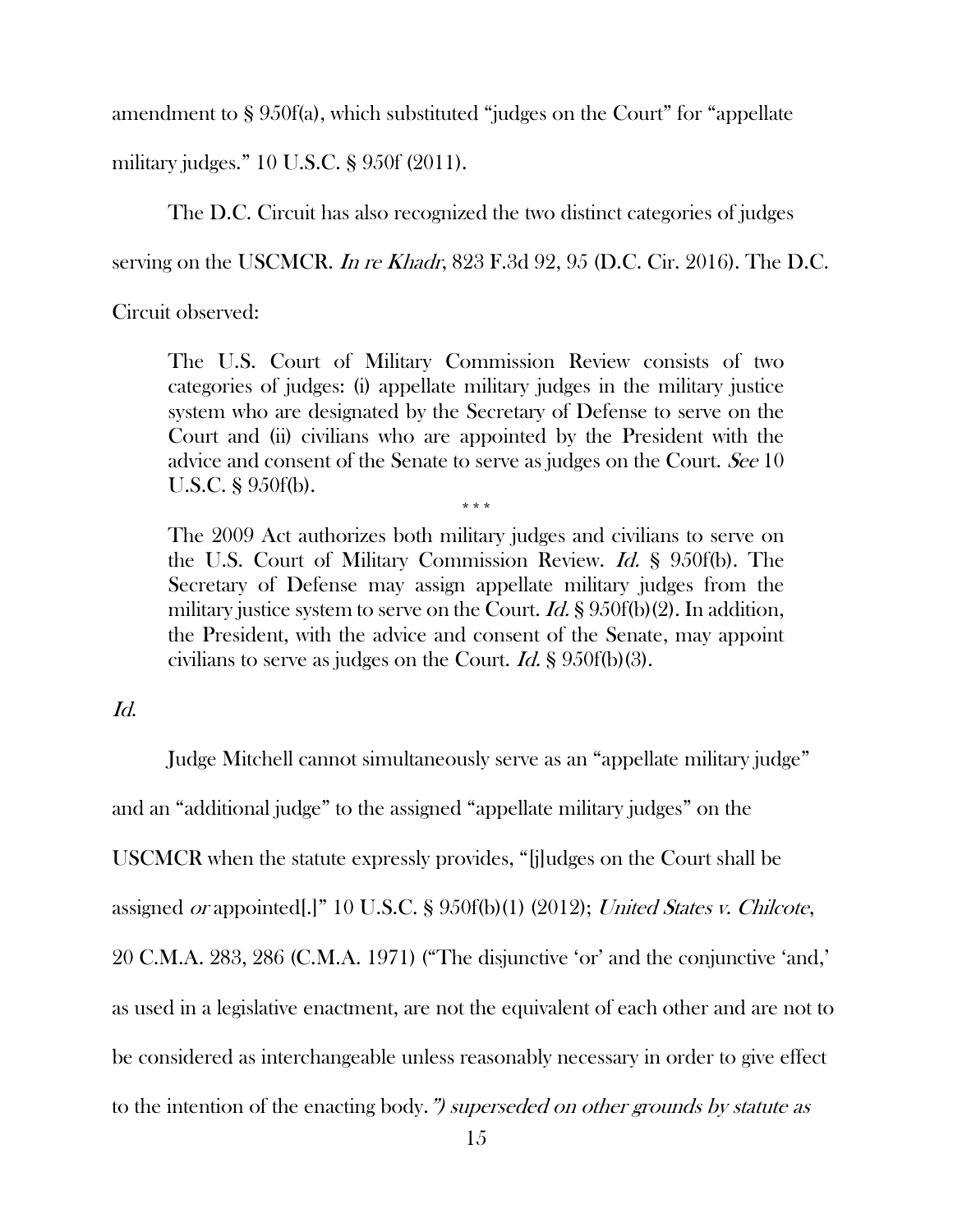amendment to § 950f(a), which substituted "judges on the Court" for "appellate military judges." 10 U.S.C. § 950f (2011).

The D.C. Circuit has also recognized the two distinct categories of judges serving on the USCMCR. *In re Khadr*, 823 F.3d 92, 95 (D.C. Cir. 2016). The D.C. Circuit observed:

> The U.S. Court of Military Commission Review consists of two categories of judges: (i) appellate military judges in the military justice system who are designated by the Secretary of Defense to serve on the Court and (ii) civilians who are appointed by the President with the advice and consent of the Senate to serve as judges on the Court. *See* 10 U.S.C. § 950f(b).
>
> \* \* \*
>
> The 2009 Act authorizes both military judges and civilians to serve on the U.S. Court of Military Commission Review. *Id.* § 950f(b). The Secretary of Defense may assign appellate military judges from the military justice system to serve on the Court. *Id.* § 950f(b)(2). In addition, the President, with the advice and consent of the Senate, may appoint civilians to serve as judges on the Court. *Id.* § 950f(b)(3).

*Id.*

Judge Mitchell cannot simultaneously serve as an "appellate military judge" and an "additional judge" to the assigned "appellate military judges" on the USCMCR when the statute expressly provides, "[j]udges on the Court shall be assigned *or* appointed[.]" 10 U.S.C. § 950f(b)(1) (2012); *United States v. Chilcote*, 20 C.M.A. 283, 286 (C.M.A. 1971) ("The disjunctive 'or' and the conjunctive 'and,' as used in a legislative enactment, are not the equivalent of each other and are not to be considered as interchangeable unless reasonably necessary in order to give effect to the intention of the enacting body.") *superseded on other grounds by statute as*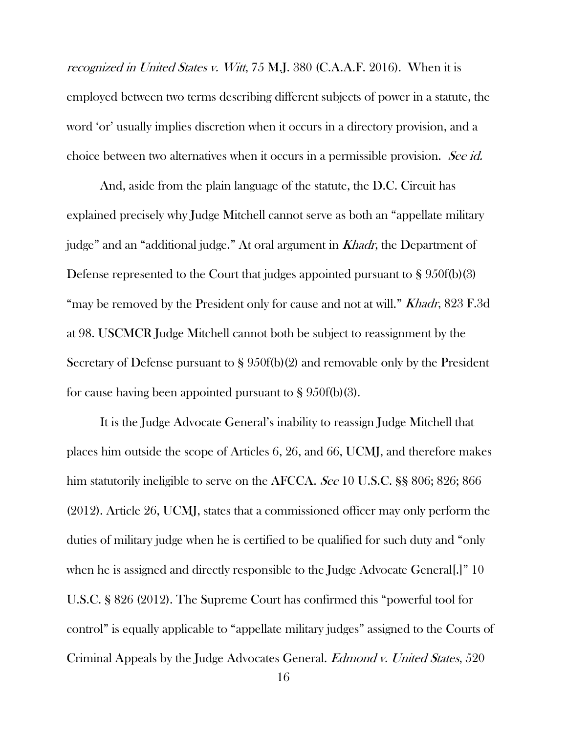*recognized in United States v. Witt*, 75 M.J. 380 (C.A.A.F. 2016). When it is employed between two terms describing different subjects of power in a statute, the word 'or' usually implies discretion when it occurs in a directory provision, and a choice between two alternatives when it occurs in a permissible provision. *See id.*

And, aside from the plain language of the statute, the D.C. Circuit has explained precisely why Judge Mitchell cannot serve as both an "appellate military judge" and an "additional judge." At oral argument in *Khadr*, the Department of Defense represented to the Court that judges appointed pursuant to § 950f(b)(3) "may be removed by the President only for cause and not at will." *Khadr*, 823 F.3d at 98. USCMCR Judge Mitchell cannot both be subject to reassignment by the Secretary of Defense pursuant to § 950f(b)(2) and removable only by the President for cause having been appointed pursuant to § 950f(b)(3).

It is the Judge Advocate General's inability to reassign Judge Mitchell that places him outside the scope of Articles 6, 26, and 66, UCMJ, and therefore makes him statutorily ineligible to serve on the AFCCA. *See* 10 U.S.C. §§ 806; 826; 866 (2012). Article 26, UCMJ, states that a commissioned officer may only perform the duties of military judge when he is certified to be qualified for such duty and "only when he is assigned and directly responsible to the Judge Advocate General[.]" 10 U.S.C. § 826 (2012). The Supreme Court has confirmed this "powerful tool for control" is equally applicable to "appellate military judges" assigned to the Courts of Criminal Appeals by the Judge Advocates General. *Edmond v. United States*, 520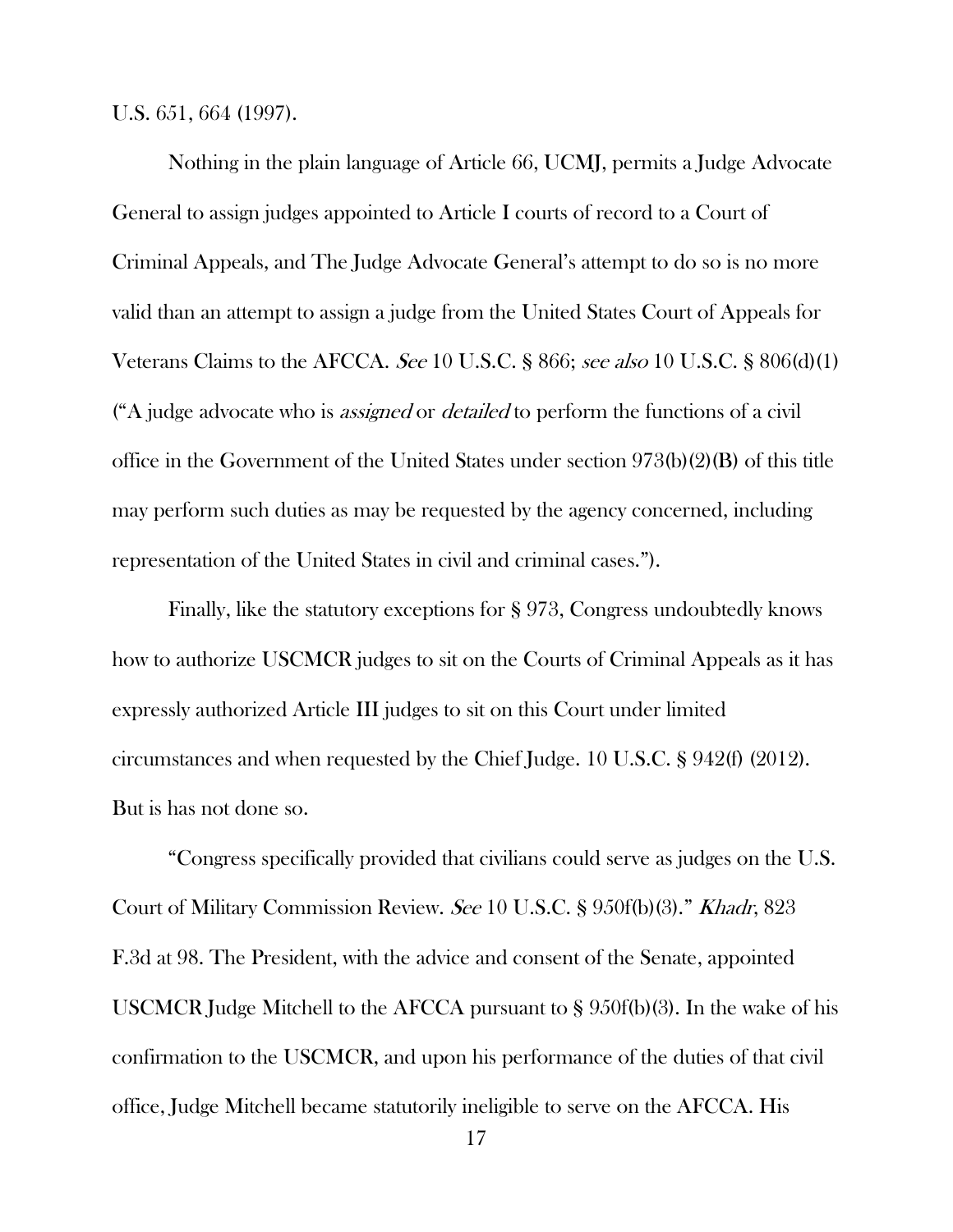U.S. 651, 664 (1997).

Nothing in the plain language of Article 66, UCMJ, permits a Judge Advocate General to assign judges appointed to Article I courts of record to a Court of Criminal Appeals, and The Judge Advocate General's attempt to do so is no more valid than an attempt to assign a judge from the United States Court of Appeals for Veterans Claims to the AFCCA. *See* 10 U.S.C. § 866; *see also* 10 U.S.C. § 806(d)(1) ("A judge advocate who is *assigned* or *detailed* to perform the functions of a civil office in the Government of the United States under section 973(b)(2)(B) of this title may perform such duties as may be requested by the agency concerned, including representation of the United States in civil and criminal cases.").

Finally, like the statutory exceptions for § 973, Congress undoubtedly knows how to authorize USCMCR judges to sit on the Courts of Criminal Appeals as it has expressly authorized Article III judges to sit on this Court under limited circumstances and when requested by the Chief Judge. 10 U.S.C. § 942(f) (2012). But is has not done so.

"Congress specifically provided that civilians could serve as judges on the U.S. Court of Military Commission Review. *See* 10 U.S.C. § 950f(b)(3)." *Khadr*, 823 F.3d at 98. The President, with the advice and consent of the Senate, appointed USCMCR Judge Mitchell to the AFCCA pursuant to § 950f(b)(3). In the wake of his confirmation to the USCMCR, and upon his performance of the duties of that civil office, Judge Mitchell became statutorily ineligible to serve on the AFCCA. His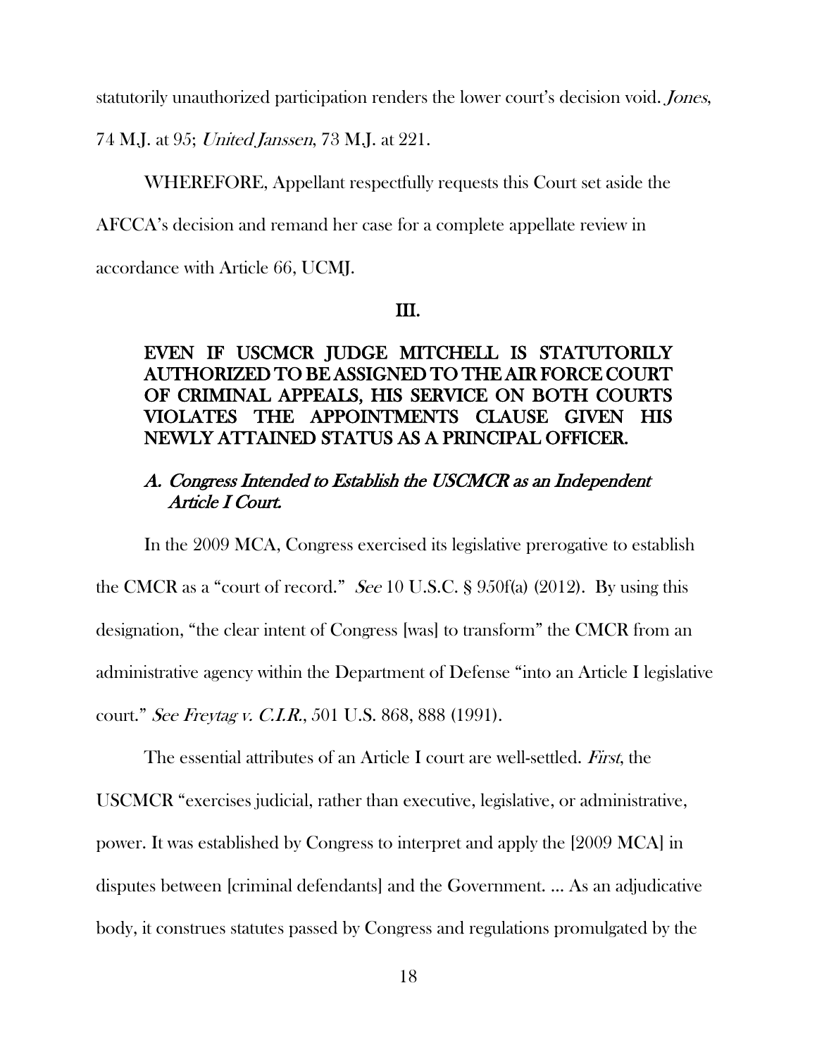statutorily unauthorized participation renders the lower court's decision void. *Jones*, 74 M.J. at 95; *United Janssen*, 73 M.J. at 221.

WHEREFORE, Appellant respectfully requests this Court set aside the AFCCA's decision and remand her case for a complete appellate review in accordance with Article 66, UCMJ.

## III.

## EVEN IF USCMCR JUDGE MITCHELL IS STATUTORILY AUTHORIZED TO BE ASSIGNED TO THE AIR FORCE COURT OF CRIMINAL APPEALS, HIS SERVICE ON BOTH COURTS VIOLATES THE APPOINTMENTS CLAUSE GIVEN HIS NEWLY ATTAINED STATUS AS A PRINCIPAL OFFICER.

### *A. Congress Intended to Establish the USCMCR as an Independent Article I Court.*

In the 2009 MCA, Congress exercised its legislative prerogative to establish the CMCR as a "court of record." *See* 10 U.S.C. § 950f(a) (2012). By using this designation, "the clear intent of Congress [was] to transform" the CMCR from an administrative agency within the Department of Defense "into an Article I legislative court." *See Freytag v. C.I.R.*, 501 U.S. 868, 888 (1991).

The essential attributes of an Article I court are well-settled. *First*, the USCMCR "exercises judicial, rather than executive, legislative, or administrative, power. It was established by Congress to interpret and apply the [2009 MCA] in disputes between [criminal defendants] and the Government. ... As an adjudicative body, it construes statutes passed by Congress and regulations promulgated by the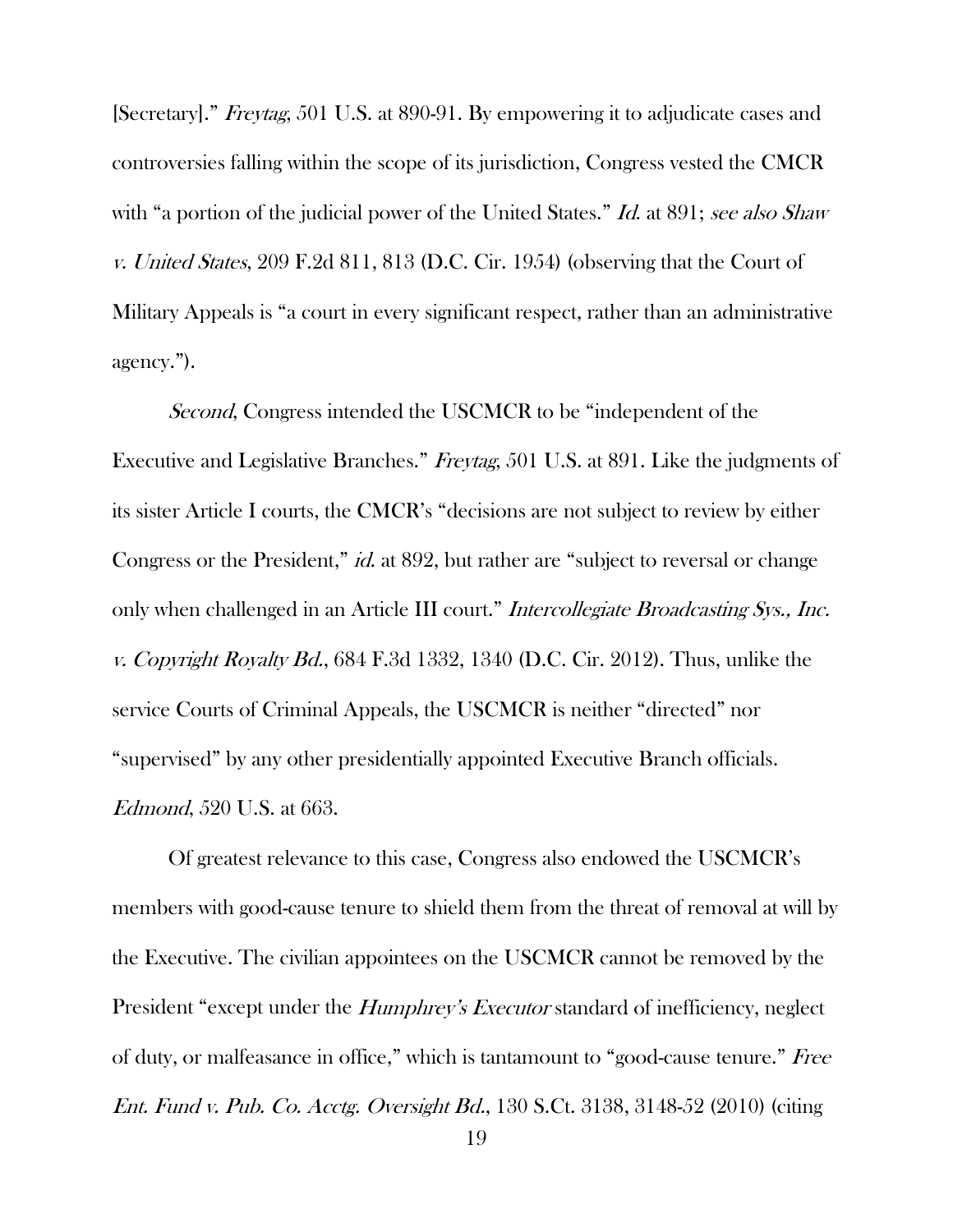[Secretary]." *Freytag*, 501 U.S. at 890-91. By empowering it to adjudicate cases and controversies falling within the scope of its jurisdiction, Congress vested the CMCR with "a portion of the judicial power of the United States." *Id.* at 891; *see also Shaw v. United States*, 209 F.2d 811, 813 (D.C. Cir. 1954) (observing that the Court of Military Appeals is "a court in every significant respect, rather than an administrative agency.").

*Second*, Congress intended the USCMCR to be "independent of the Executive and Legislative Branches." *Freytag*, 501 U.S. at 891. Like the judgments of its sister Article I courts, the CMCR's "decisions are not subject to review by either Congress or the President," *id.* at 892, but rather are "subject to reversal or change only when challenged in an Article III court." *Intercollegiate Broadcasting Sys., Inc. v. Copyright Royalty Bd.*, 684 F.3d 1332, 1340 (D.C. Cir. 2012). Thus, unlike the service Courts of Criminal Appeals, the USCMCR is neither "directed" nor "supervised" by any other presidentially appointed Executive Branch officials. *Edmond*, 520 U.S. at 663.

Of greatest relevance to this case, Congress also endowed the USCMCR's members with good-cause tenure to shield them from the threat of removal at will by the Executive. The civilian appointees on the USCMCR cannot be removed by the President "except under the *Humphrey's Executor* standard of inefficiency, neglect of duty, or malfeasance in office," which is tantamount to "good-cause tenure." *Free Ent. Fund v. Pub. Co. Acctg. Oversight Bd.*, 130 S.Ct. 3138, 3148-52 (2010) (citing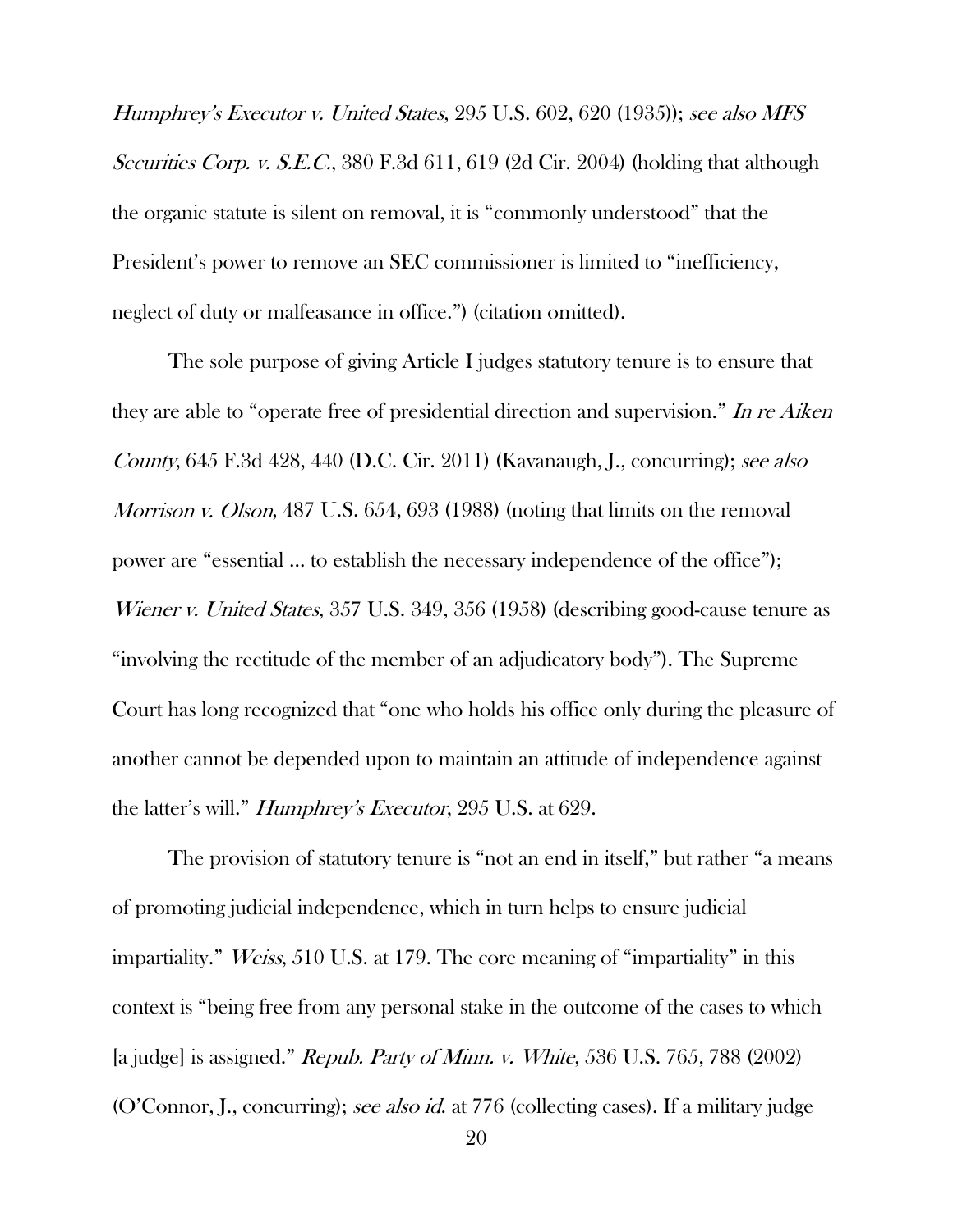*Humphrey's Executor v. United States*, 295 U.S. 602, 620 (1935)); *see also MFS Securities Corp. v. S.E.C.*, 380 F.3d 611, 619 (2d Cir. 2004) (holding that although the organic statute is silent on removal, it is "commonly understood" that the President's power to remove an SEC commissioner is limited to "inefficiency, neglect of duty or malfeasance in office.") (citation omitted).

The sole purpose of giving Article I judges statutory tenure is to ensure that they are able to "operate free of presidential direction and supervision." *In re Aiken County*, 645 F.3d 428, 440 (D.C. Cir. 2011) (Kavanaugh, J., concurring); *see also Morrison v. Olson*, 487 U.S. 654, 693 (1988) (noting that limits on the removal power are "essential … to establish the necessary independence of the office"); *Wiener v. United States*, 357 U.S. 349, 356 (1958) (describing good-cause tenure as "involving the rectitude of the member of an adjudicatory body"). The Supreme Court has long recognized that "one who holds his office only during the pleasure of another cannot be depended upon to maintain an attitude of independence against the latter's will." *Humphrey's Executor*, 295 U.S. at 629.

The provision of statutory tenure is "not an end in itself," but rather "a means of promoting judicial independence, which in turn helps to ensure judicial impartiality." *Weiss*, 510 U.S. at 179. The core meaning of "impartiality" in this context is "being free from any personal stake in the outcome of the cases to which [a judge] is assigned." *Repub. Party of Minn. v. White*, 536 U.S. 765, 788 (2002) (O'Connor, J., concurring); *see also id.* at 776 (collecting cases). If a military judge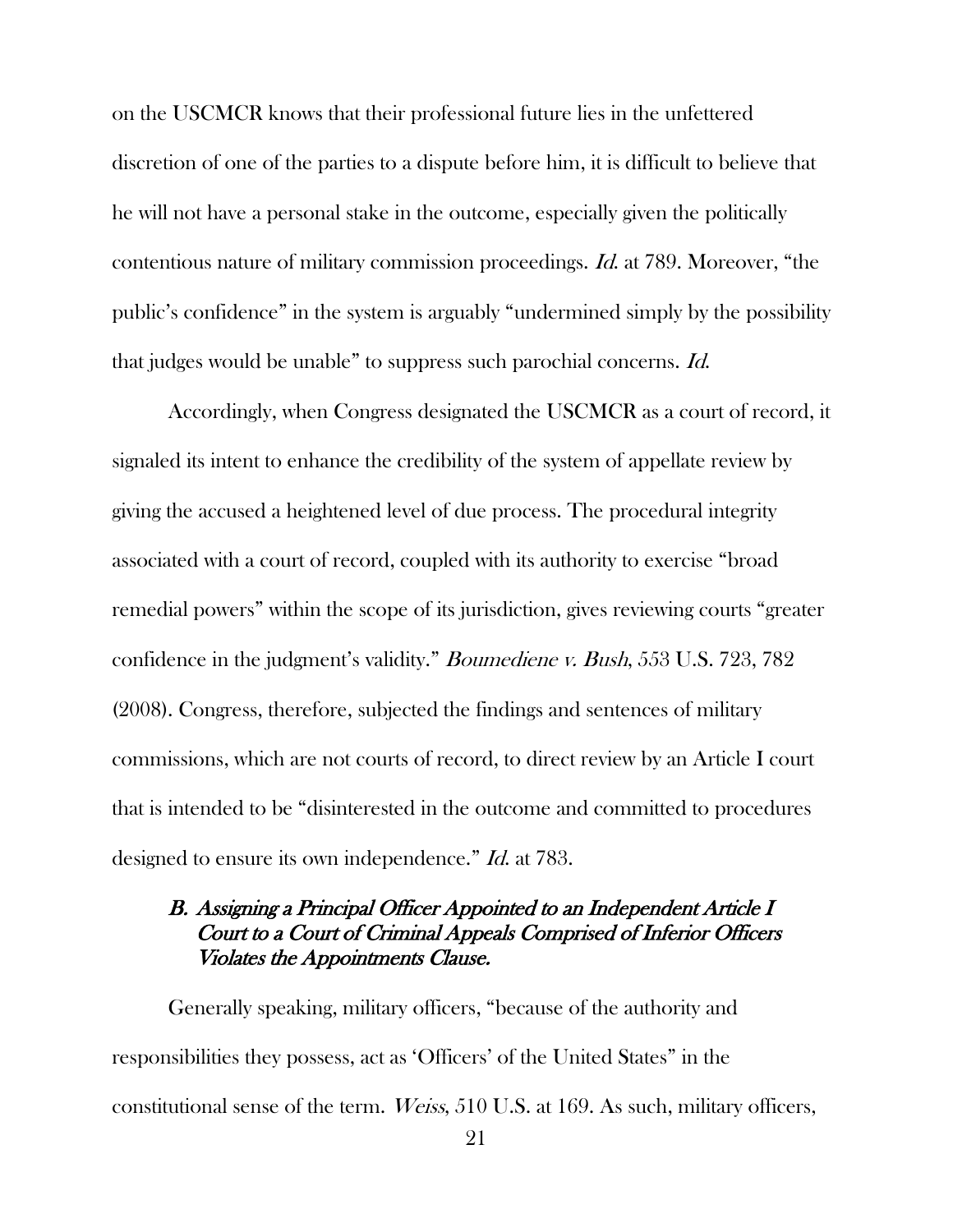on the USCMCR knows that their professional future lies in the unfettered discretion of one of the parties to a dispute before him, it is difficult to believe that he will not have a personal stake in the outcome, especially given the politically contentious nature of military commission proceedings. *Id.* at 789. Moreover, "the public's confidence" in the system is arguably "undermined simply by the possibility that judges would be unable" to suppress such parochial concerns. *Id.*

Accordingly, when Congress designated the USCMCR as a court of record, it signaled its intent to enhance the credibility of the system of appellate review by giving the accused a heightened level of due process. The procedural integrity associated with a court of record, coupled with its authority to exercise "broad remedial powers" within the scope of its jurisdiction, gives reviewing courts "greater confidence in the judgment's validity." *Boumediene v. Bush*, 553 U.S. 723, 782 (2008). Congress, therefore, subjected the findings and sentences of military commissions, which are not courts of record, to direct review by an Article I court that is intended to be "disinterested in the outcome and committed to procedures designed to ensure its own independence." *Id.* at 783.

### *B. Assigning a Principal Officer Appointed to an Independent Article I Court to a Court of Criminal Appeals Comprised of Inferior Officers Violates the Appointments Clause.*

Generally speaking, military officers, "because of the authority and responsibilities they possess, act as 'Officers' of the United States" in the constitutional sense of the term. *Weiss*, 510 U.S. at 169. As such, military officers,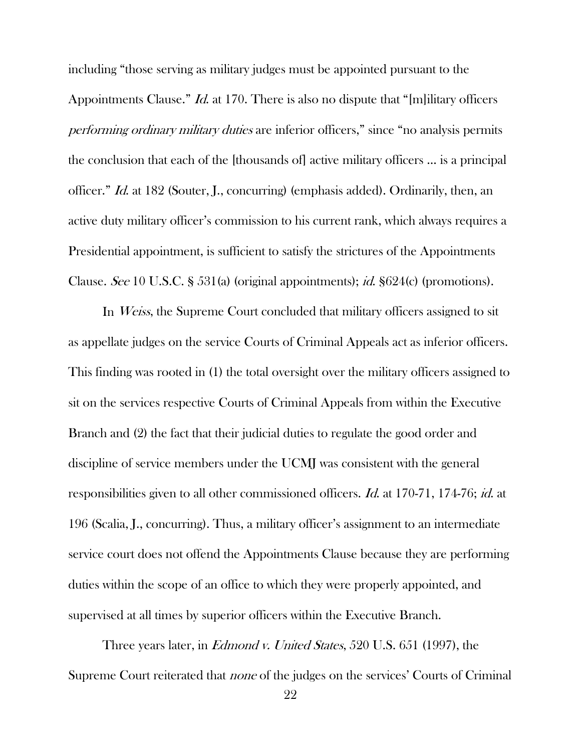including "those serving as military judges must be appointed pursuant to the Appointments Clause." *Id.* at 170. There is also no dispute that "[m]ilitary officers *performing ordinary military duties* are inferior officers," since "no analysis permits the conclusion that each of the [thousands of] active military officers … is a principal officer." *Id.* at 182 (Souter, J., concurring) (emphasis added). Ordinarily, then, an active duty military officer's commission to his current rank, which always requires a Presidential appointment, is sufficient to satisfy the strictures of the Appointments Clause. *See* 10 U.S.C. § 531(a) (original appointments); *id.* §624(c) (promotions).

In *Weiss*, the Supreme Court concluded that military officers assigned to sit as appellate judges on the service Courts of Criminal Appeals act as inferior officers. This finding was rooted in (1) the total oversight over the military officers assigned to sit on the services respective Courts of Criminal Appeals from within the Executive Branch and (2) the fact that their judicial duties to regulate the good order and discipline of service members under the UCMJ was consistent with the general responsibilities given to all other commissioned officers. *Id.* at 170-71, 174-76; *id.* at 196 (Scalia, J., concurring). Thus, a military officer's assignment to an intermediate service court does not offend the Appointments Clause because they are performing duties within the scope of an office to which they were properly appointed, and supervised at all times by superior officers within the Executive Branch.

Three years later, in *Edmond v. United States*, 520 U.S. 651 (1997), the Supreme Court reiterated that *none* of the judges on the services' Courts of Criminal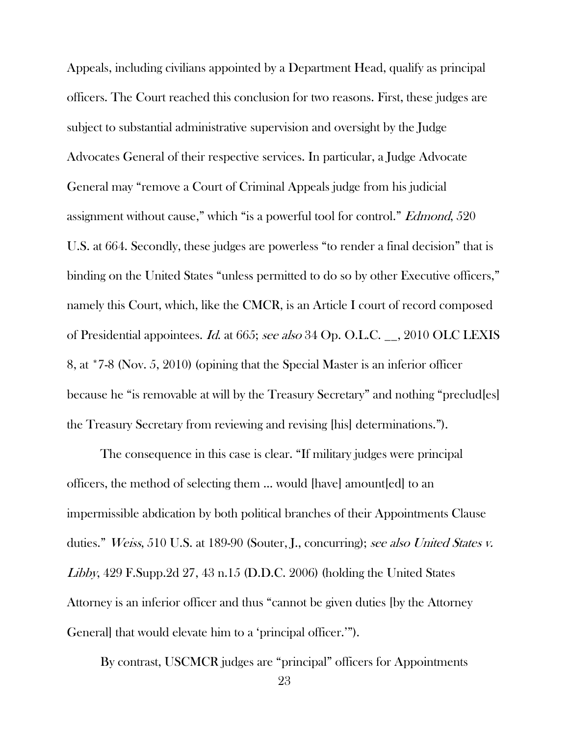Appeals, including civilians appointed by a Department Head, qualify as principal officers. The Court reached this conclusion for two reasons. First, these judges are subject to substantial administrative supervision and oversight by the Judge Advocates General of their respective services. In particular, a Judge Advocate General may "remove a Court of Criminal Appeals judge from his judicial assignment without cause," which "is a powerful tool for control." *Edmond*, 520 U.S. at 664. Secondly, these judges are powerless "to render a final decision" that is binding on the United States "unless permitted to do so by other Executive officers," namely this Court, which, like the CMCR, is an Article I court of record composed of Presidential appointees. *Id.* at 665; *see also* 34 Op. O.L.C. __, 2010 OLC LEXIS 8, at *7-8 (Nov. 5, 2010) (opining that the Special Master is an inferior officer because he "is removable at will by the Treasury Secretary" and nothing "preclud[es] the Treasury Secretary from reviewing and revising [his] determinations.").

The consequence in this case is clear. "If military judges were principal officers, the method of selecting them ... would [have] amount[ed] to an impermissible abdication by both political branches of their Appointments Clause duties." *Weiss*, 510 U.S. at 189-90 (Souter, J., concurring); *see also United States v. Libby*, 429 F.Supp.2d 27, 43 n.15 (D.D.C. 2006) (holding the United States Attorney is an inferior officer and thus "cannot be given duties [by the Attorney General] that would elevate him to a 'principal officer.'").

By contrast, USCMCR judges are "principal" officers for Appointments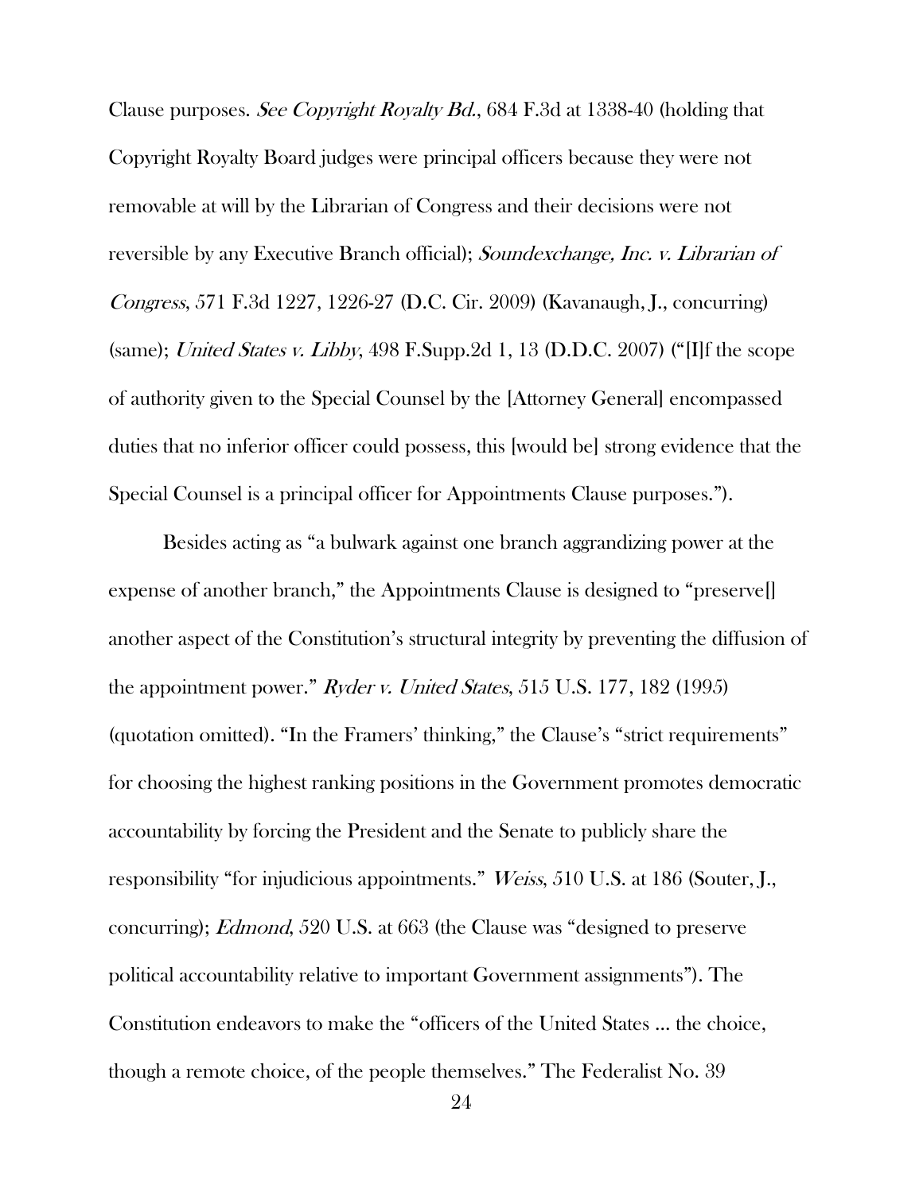Clause purposes. *See Copyright Royalty Bd.*, 684 F.3d at 1338-40 (holding that Copyright Royalty Board judges were principal officers because they were not removable at will by the Librarian of Congress and their decisions were not reversible by any Executive Branch official); *Soundexchange, Inc. v. Librarian of Congress*, 571 F.3d 1227, 1226-27 (D.C. Cir. 2009) (Kavanaugh, J., concurring) (same); *United States v. Libby*, 498 F.Supp.2d 1, 13 (D.D.C. 2007) ("[I]f the scope of authority given to the Special Counsel by the [Attorney General] encompassed duties that no inferior officer could possess, this [would be] strong evidence that the Special Counsel is a principal officer for Appointments Clause purposes.").

Besides acting as "a bulwark against one branch aggrandizing power at the expense of another branch," the Appointments Clause is designed to "preserve[] another aspect of the Constitution's structural integrity by preventing the diffusion of the appointment power." *Ryder v. United States*, 515 U.S. 177, 182 (1995) (quotation omitted). "In the Framers' thinking," the Clause's "strict requirements" for choosing the highest ranking positions in the Government promotes democratic accountability by forcing the President and the Senate to publicly share the responsibility "for injudicious appointments." *Weiss*, 510 U.S. at 186 (Souter, J., concurring); *Edmond*, 520 U.S. at 663 (the Clause was "designed to preserve political accountability relative to important Government assignments"). The Constitution endeavors to make the "officers of the United States ... the choice, though a remote choice, of the people themselves." The Federalist No. 39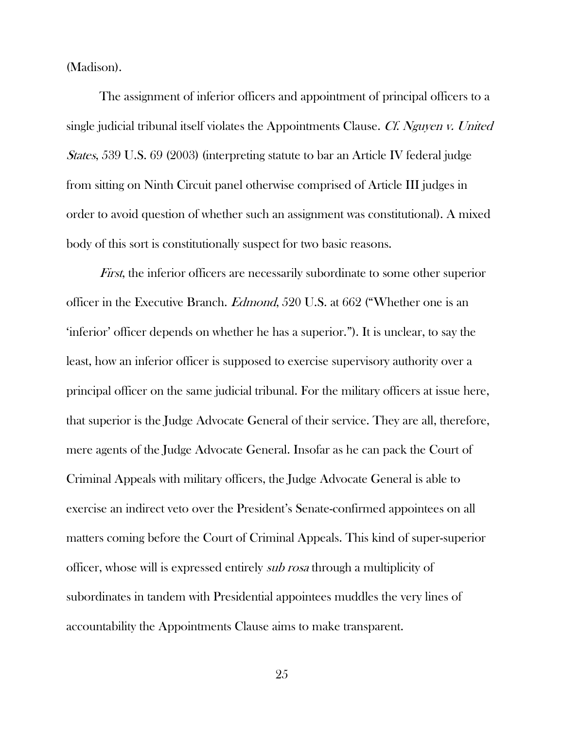(Madison).

The assignment of inferior officers and appointment of principal officers to a single judicial tribunal itself violates the Appointments Clause. *Cf. Nguyen v. United States*, 539 U.S. 69 (2003) (interpreting statute to bar an Article IV federal judge from sitting on Ninth Circuit panel otherwise comprised of Article III judges in order to avoid question of whether such an assignment was constitutional). A mixed body of this sort is constitutionally suspect for two basic reasons.

*First*, the inferior officers are necessarily subordinate to some other superior officer in the Executive Branch. *Edmond*, 520 U.S. at 662 ("Whether one is an 'inferior' officer depends on whether he has a superior."). It is unclear, to say the least, how an inferior officer is supposed to exercise supervisory authority over a principal officer on the same judicial tribunal. For the military officers at issue here, that superior is the Judge Advocate General of their service. They are all, therefore, mere agents of the Judge Advocate General. Insofar as he can pack the Court of Criminal Appeals with military officers, the Judge Advocate General is able to exercise an indirect veto over the President's Senate-confirmed appointees on all matters coming before the Court of Criminal Appeals. This kind of super-superior officer, whose will is expressed entirely *sub rosa* through a multiplicity of subordinates in tandem with Presidential appointees muddles the very lines of accountability the Appointments Clause aims to make transparent.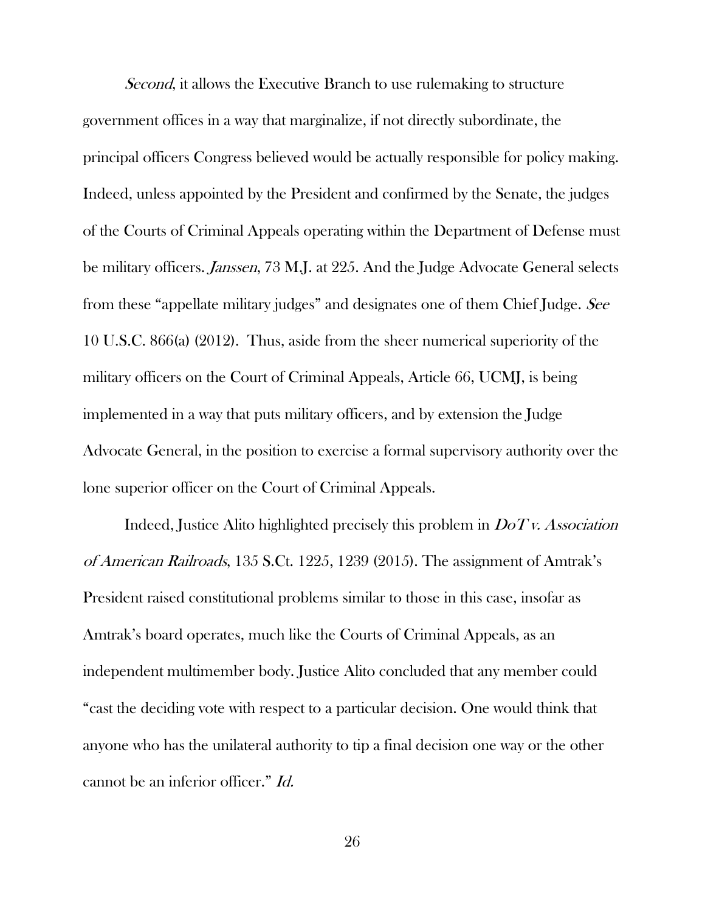*Second*, it allows the Executive Branch to use rulemaking to structure government offices in a way that marginalize, if not directly subordinate, the principal officers Congress believed would be actually responsible for policy making. Indeed, unless appointed by the President and confirmed by the Senate, the judges of the Courts of Criminal Appeals operating within the Department of Defense must be military officers. *Janssen*, 73 M.J. at 225. And the Judge Advocate General selects from these "appellate military judges" and designates one of them Chief Judge. *See* 10 U.S.C. 866(a) (2012). Thus, aside from the sheer numerical superiority of the military officers on the Court of Criminal Appeals, Article 66, UCMJ, is being implemented in a way that puts military officers, and by extension the Judge Advocate General, in the position to exercise a formal supervisory authority over the lone superior officer on the Court of Criminal Appeals.

Indeed, Justice Alito highlighted precisely this problem in *DoT v. Association of American Railroads*, 135 S.Ct. 1225, 1239 (2015). The assignment of Amtrak's President raised constitutional problems similar to those in this case, insofar as Amtrak's board operates, much like the Courts of Criminal Appeals, as an independent multimember body. Justice Alito concluded that any member could "cast the deciding vote with respect to a particular decision. One would think that anyone who has the unilateral authority to tip a final decision one way or the other cannot be an inferior officer." *Id.*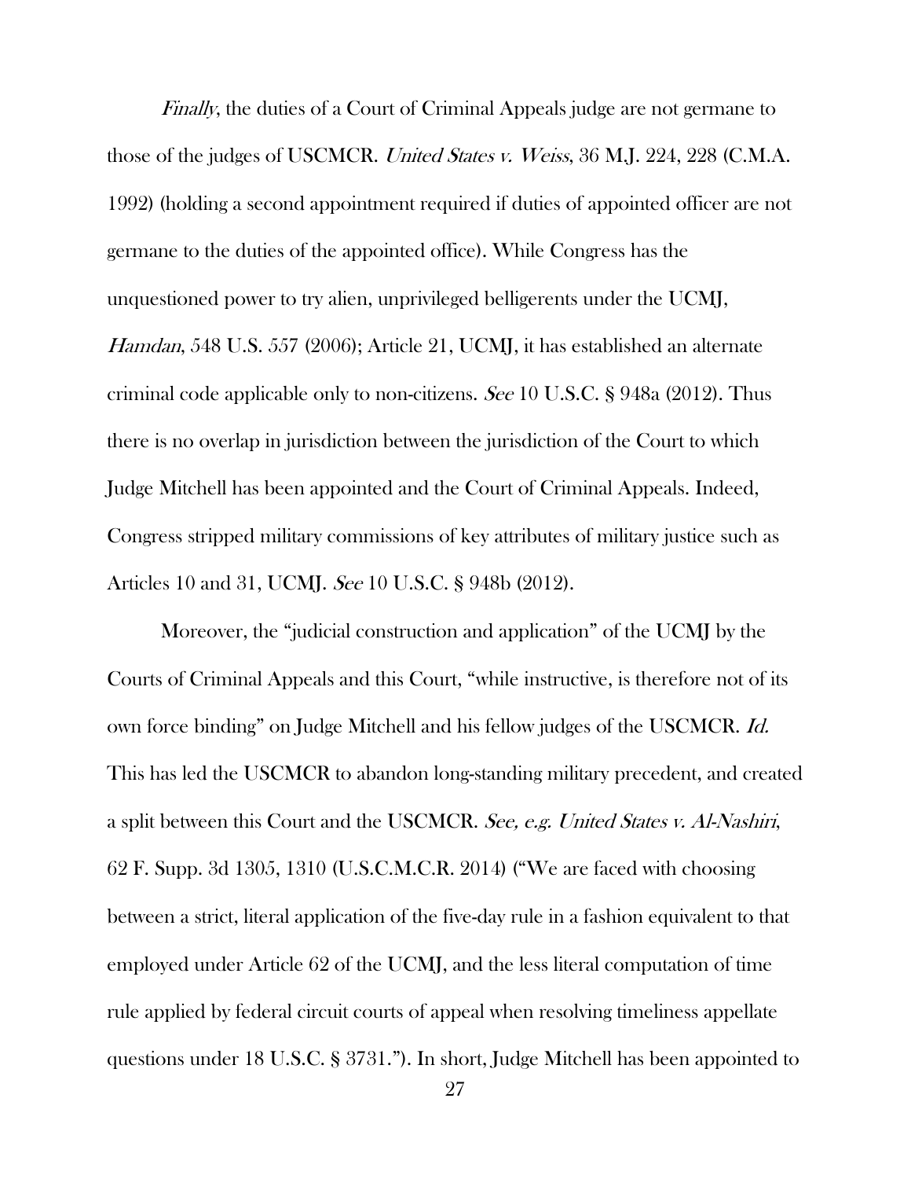*Finally*, the duties of a Court of Criminal Appeals judge are not germane to those of the judges of USCMCR. *United States v. Weiss*, 36 M.J. 224, 228 (C.M.A. 1992) (holding a second appointment required if duties of appointed officer are not germane to the duties of the appointed office). While Congress has the unquestioned power to try alien, unprivileged belligerents under the UCMJ, *Hamdan*, 548 U.S. 557 (2006); Article 21, UCMJ, it has established an alternate criminal code applicable only to non-citizens. *See* 10 U.S.C. § 948a (2012). Thus there is no overlap in jurisdiction between the jurisdiction of the Court to which Judge Mitchell has been appointed and the Court of Criminal Appeals. Indeed, Congress stripped military commissions of key attributes of military justice such as Articles 10 and 31, UCMJ. *See* 10 U.S.C. § 948b (2012).

Moreover, the "judicial construction and application" of the UCMJ by the Courts of Criminal Appeals and this Court, "while instructive, is therefore not of its own force binding" on Judge Mitchell and his fellow judges of the USCMCR. *Id.* This has led the USCMCR to abandon long-standing military precedent, and created a split between this Court and the USCMCR. *See, e.g. United States v. Al-Nashiri*, 62 F. Supp. 3d 1305, 1310 (U.S.C.M.C.R. 2014) ("We are faced with choosing between a strict, literal application of the five-day rule in a fashion equivalent to that employed under Article 62 of the UCMJ, and the less literal computation of time rule applied by federal circuit courts of appeal when resolving timeliness appellate questions under 18 U.S.C. § 3731."). In short, Judge Mitchell has been appointed to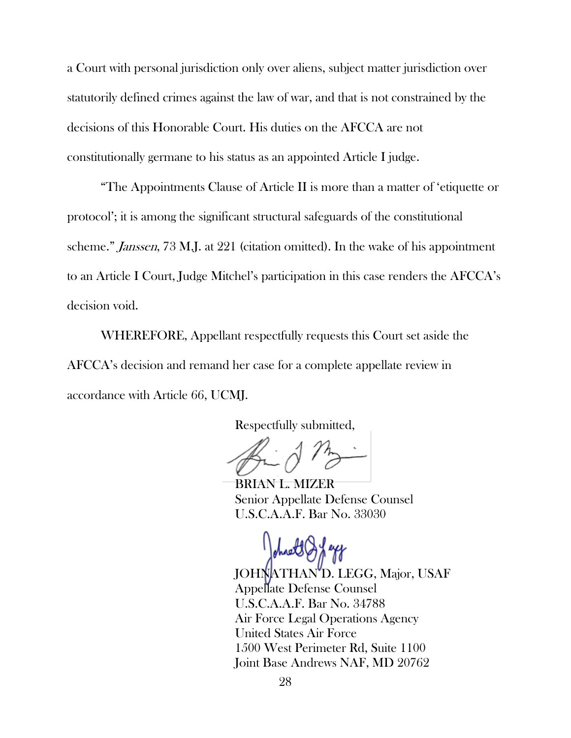a Court with personal jurisdiction only over aliens, subject matter jurisdiction over statutorily defined crimes against the law of war, and that is not constrained by the decisions of this Honorable Court. His duties on the AFCCA are not constitutionally germane to his status as an appointed Article I judge.

"The Appointments Clause of Article II is more than a matter of 'etiquette or protocol'; it is among the significant structural safeguards of the constitutional scheme." *Janssen*, 73 M.J. at 221 (citation omitted). In the wake of his appointment to an Article I Court, Judge Mitchel's participation in this case renders the AFCCA's decision void.

WHEREFORE, Appellant respectfully requests this Court set aside the AFCCA's decision and remand her case for a complete appellate review in accordance with Article 66, UCMJ.

Respectfully submitted,

BRIAN L. MIZER
Senior Appellate Defense Counsel
U.S.C.A.A.F. Bar No. 33030

JOHNATHAN D. LEGG, Major, USAF
Appellate Defense Counsel
U.S.C.A.A.F. Bar No. 34788
Air Force Legal Operations Agency
United States Air Force
1500 West Perimeter Rd, Suite 1100
Joint Base Andrews NAF, MD 20762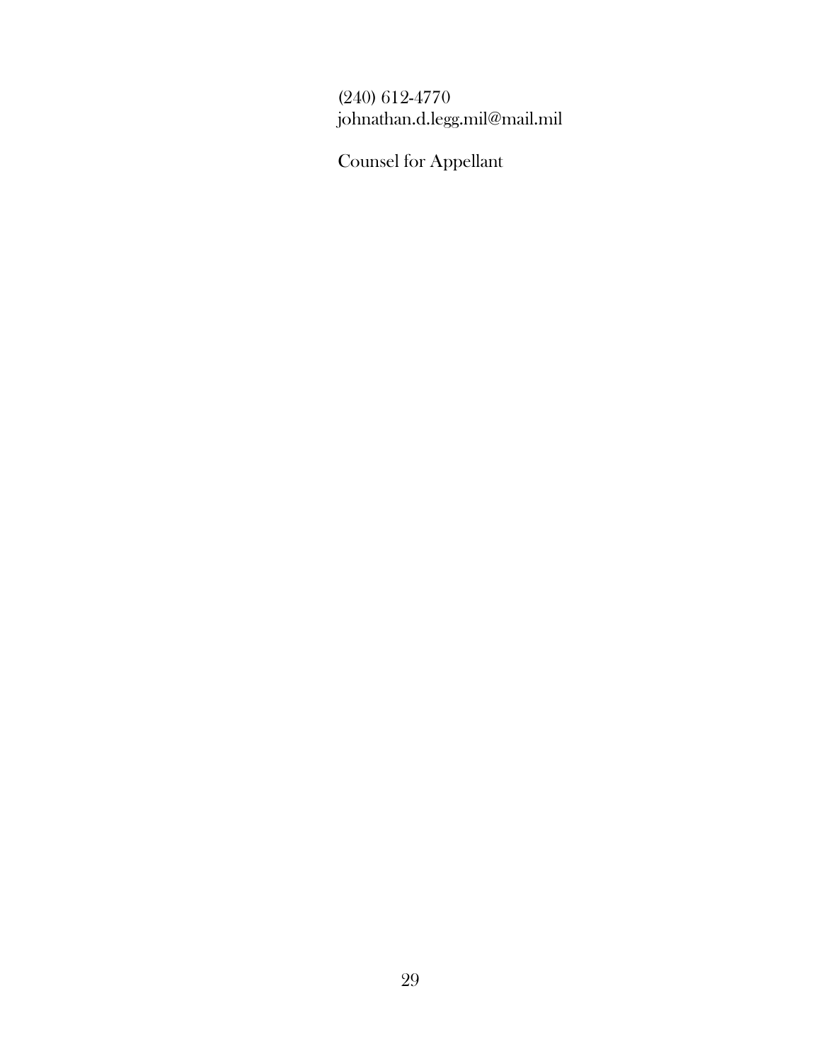(240) 612-4770
johnathan.d.legg.mil@mail.mil

Counsel for Appellant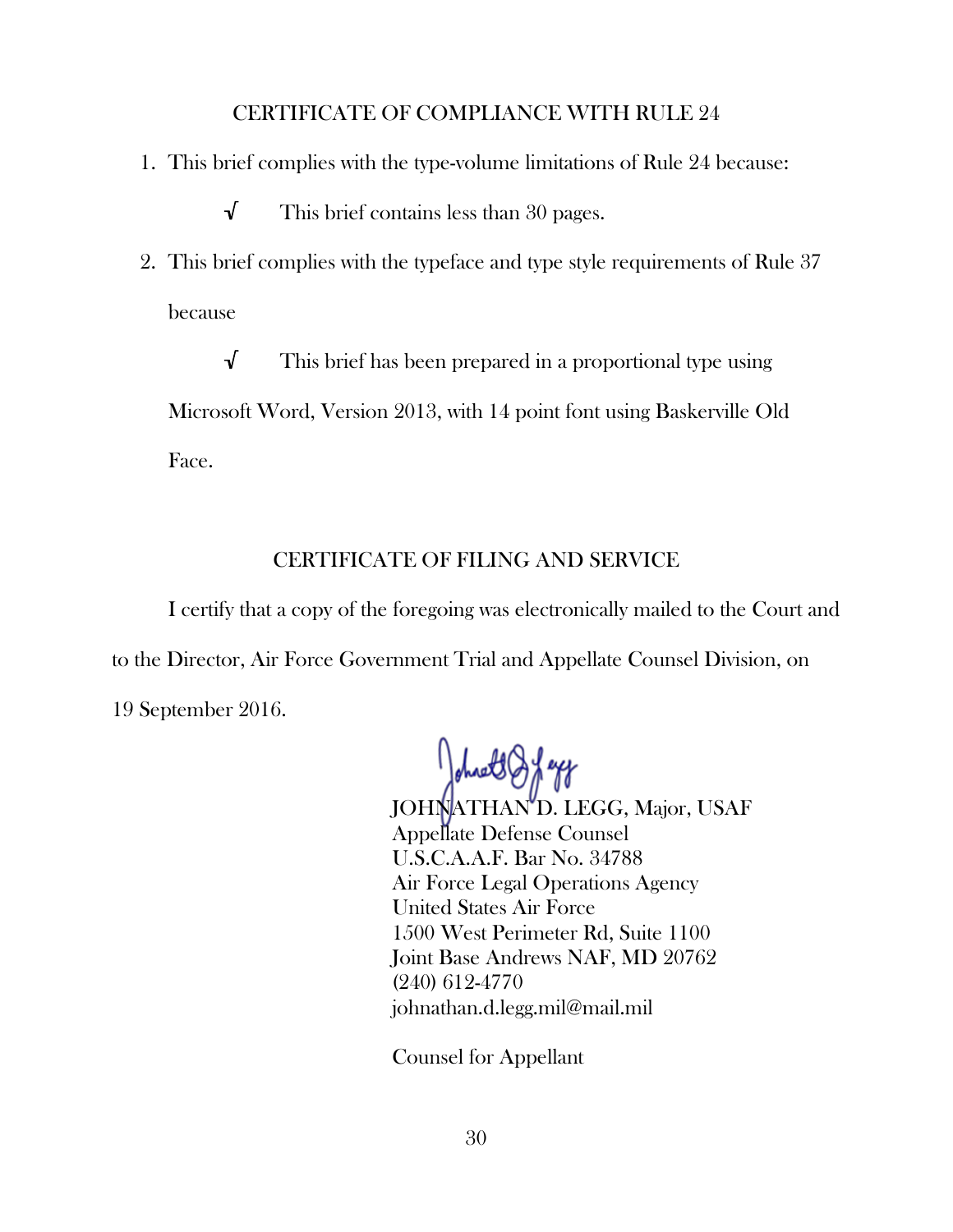## CERTIFICATE OF COMPLIANCE WITH RULE 24

1. This brief complies with the type-volume limitations of Rule 24 because:

   √ This brief contains less than 30 pages.

2. This brief complies with the typeface and type style requirements of Rule 37 because

   √ This brief has been prepared in a proportional type using Microsoft Word, Version 2013, with 14 point font using Baskerville Old Face.

## CERTIFICATE OF FILING AND SERVICE

I certify that a copy of the foregoing was electronically mailed to the Court and to the Director, Air Force Government Trial and Appellate Counsel Division, on 19 September 2016.

JOHNATHAN D. LEGG, Major, USAF
Appellate Defense Counsel
U.S.C.A.A.F. Bar No. 34788
Air Force Legal Operations Agency
United States Air Force
1500 West Perimeter Rd, Suite 1100
Joint Base Andrews NAF, MD 20762
(240) 612-4770
johnathan.d.legg.mil@mail.mil

Counsel for Appellant